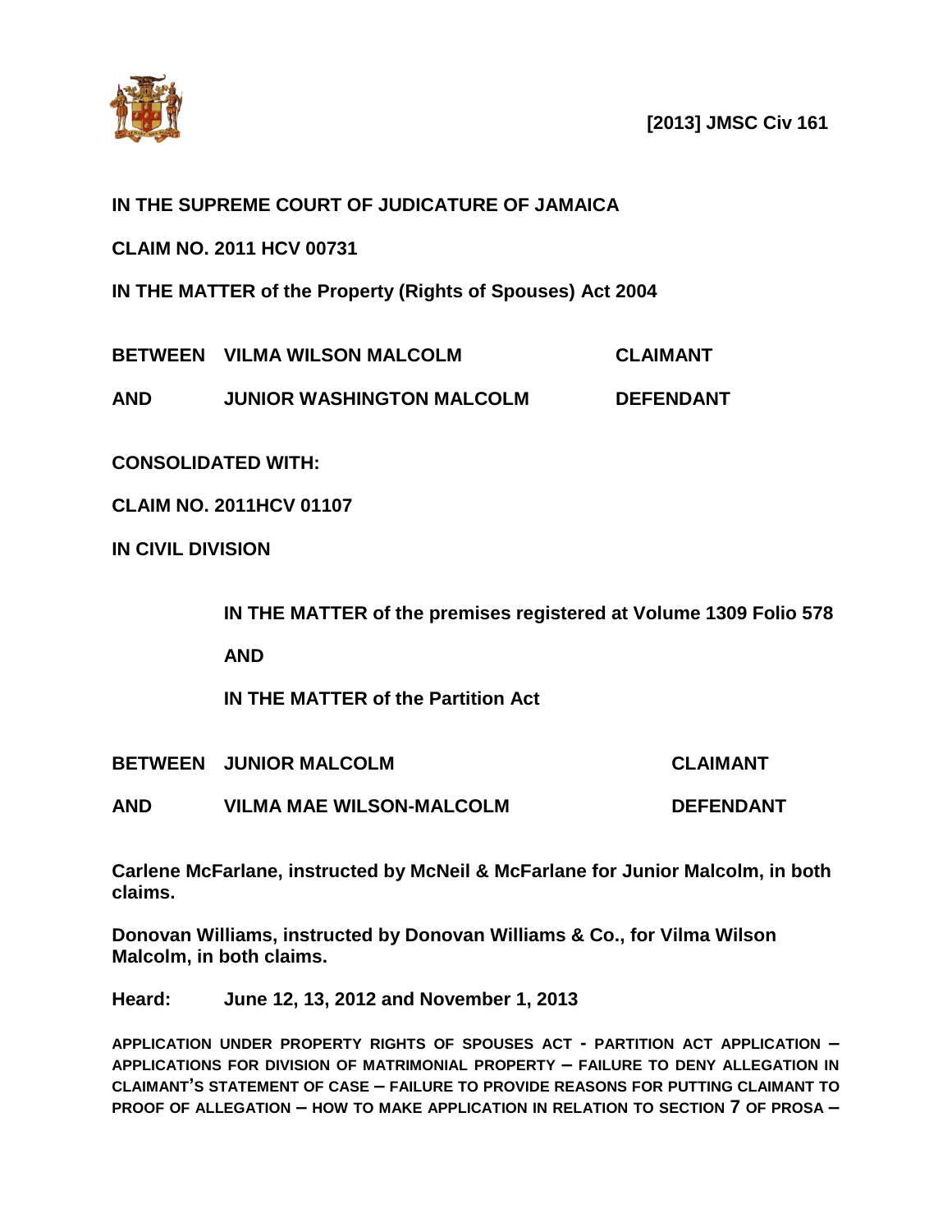**[2013] JMSC Civ 161**

**IN THE SUPREME COURT OF JUDICATURE OF JAMAICA**

**CLAIM NO. 2011 HCV 00731**

**IN THE MATTER of the Property (Rights of Spouses) Act 2004**

| | | |
|---|---|---|
| **BETWEEN** | **VILMA WILSON MALCOLM** | **CLAIMANT** |
| **AND** | **JUNIOR WASHINGTON MALCOLM** | **DEFENDANT** |

**CONSOLIDATED WITH:**

**CLAIM NO. 2011HCV 01107**

**IN CIVIL DIVISION**

**IN THE MATTER of the premises registered at Volume 1309 Folio 578**

**AND**

**IN THE MATTER of the Partition Act**

| | | |
|---|---|---|
| **BETWEEN** | **JUNIOR MALCOLM** | **CLAIMANT** |
| **AND** | **VILMA MAE WILSON-MALCOLM** | **DEFENDANT** |

**Carlene McFarlane, instructed by McNeil & McFarlane for Junior Malcolm, in both claims.**

**Donovan Williams, instructed by Donovan Williams & Co., for Vilma Wilson Malcolm, in both claims.**

**Heard: June 12, 13, 2012 and November 1, 2013**

**APPLICATION UNDER PROPERTY RIGHTS OF SPOUSES ACT - PARTITION ACT APPLICATION – APPLICATIONS FOR DIVISION OF MATRIMONIAL PROPERTY – FAILURE TO DENY ALLEGATION IN CLAIMANT'S STATEMENT OF CASE – FAILURE TO PROVIDE REASONS FOR PUTTING CLAIMANT TO PROOF OF ALLEGATION – HOW TO MAKE APPLICATION IN RELATION TO SECTION 7 OF PROSA –**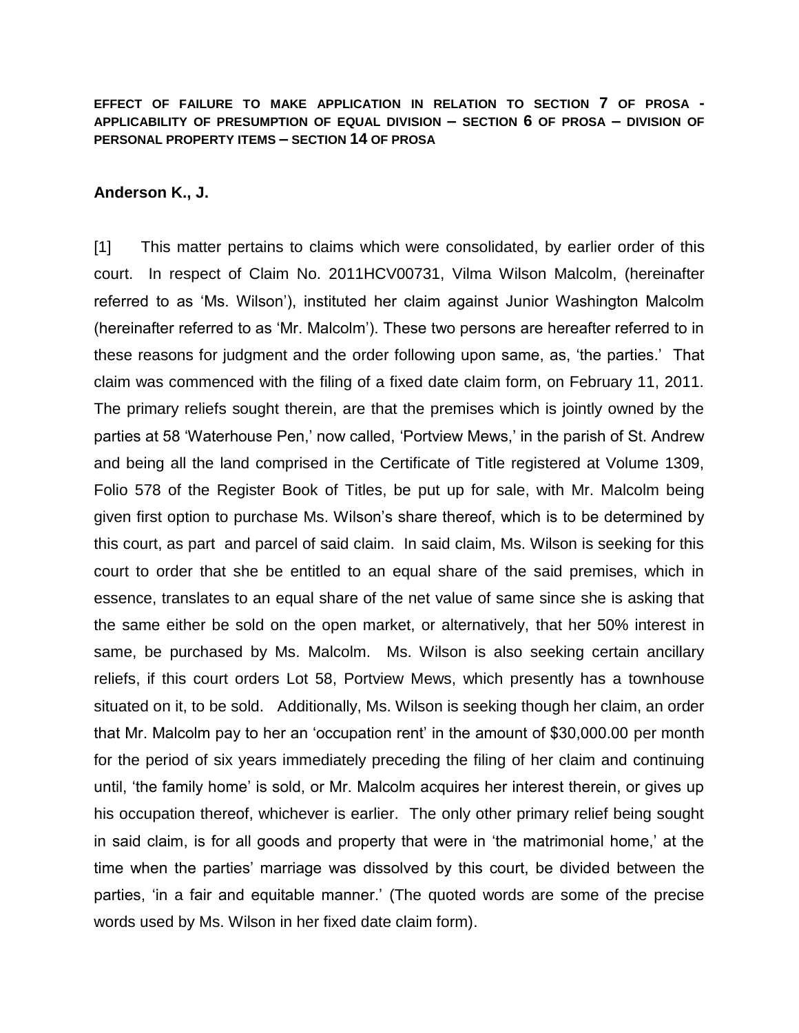**EFFECT OF FAILURE TO MAKE APPLICATION IN RELATION TO SECTION 7 OF PROSA - APPLICABILITY OF PRESUMPTION OF EQUAL DIVISION – SECTION 6 OF PROSA – DIVISION OF PERSONAL PROPERTY ITEMS – SECTION 14 OF PROSA**

**Anderson K., J.**

[1] This matter pertains to claims which were consolidated, by earlier order of this court. In respect of Claim No. 2011HCV00731, Vilma Wilson Malcolm, (hereinafter referred to as 'Ms. Wilson'), instituted her claim against Junior Washington Malcolm (hereinafter referred to as 'Mr. Malcolm'). These two persons are hereafter referred to in these reasons for judgment and the order following upon same, as, 'the parties.' That claim was commenced with the filing of a fixed date claim form, on February 11, 2011. The primary reliefs sought therein, are that the premises which is jointly owned by the parties at 58 'Waterhouse Pen,' now called, 'Portview Mews,' in the parish of St. Andrew and being all the land comprised in the Certificate of Title registered at Volume 1309, Folio 578 of the Register Book of Titles, be put up for sale, with Mr. Malcolm being given first option to purchase Ms. Wilson's share thereof, which is to be determined by this court, as part and parcel of said claim. In said claim, Ms. Wilson is seeking for this court to order that she be entitled to an equal share of the said premises, which in essence, translates to an equal share of the net value of same since she is asking that the same either be sold on the open market, or alternatively, that her 50% interest in same, be purchased by Ms. Malcolm. Ms. Wilson is also seeking certain ancillary reliefs, if this court orders Lot 58, Portview Mews, which presently has a townhouse situated on it, to be sold. Additionally, Ms. Wilson is seeking though her claim, an order that Mr. Malcolm pay to her an 'occupation rent' in the amount of $30,000.00 per month for the period of six years immediately preceding the filing of her claim and continuing until, 'the family home' is sold, or Mr. Malcolm acquires her interest therein, or gives up his occupation thereof, whichever is earlier. The only other primary relief being sought in said claim, is for all goods and property that were in 'the matrimonial home,' at the time when the parties' marriage was dissolved by this court, be divided between the parties, 'in a fair and equitable manner.' (The quoted words are some of the precise words used by Ms. Wilson in her fixed date claim form).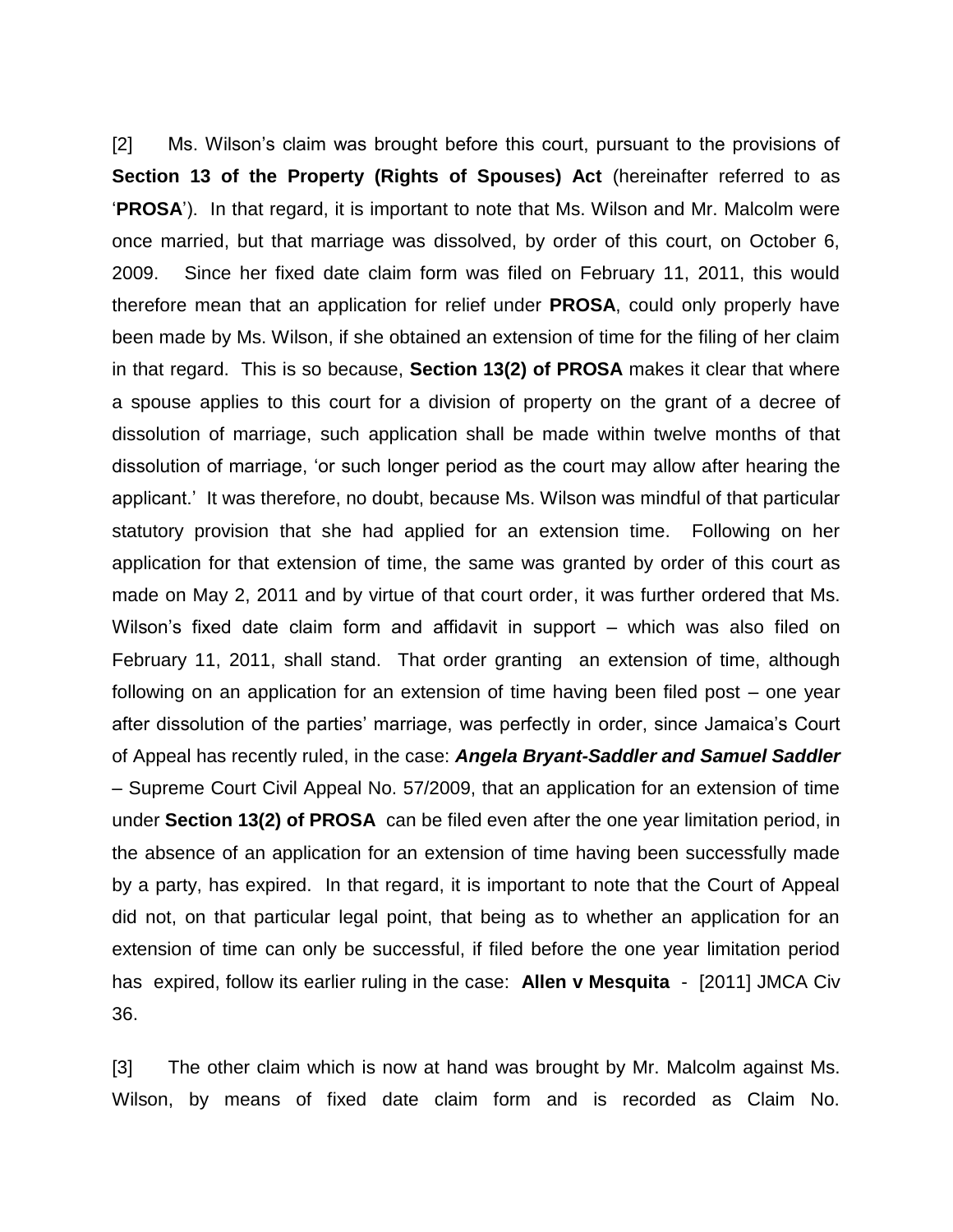[2] Ms. Wilson's claim was brought before this court, pursuant to the provisions of **Section 13 of the Property (Rights of Spouses) Act** (hereinafter referred to as '**PROSA**'). In that regard, it is important to note that Ms. Wilson and Mr. Malcolm were once married, but that marriage was dissolved, by order of this court, on October 6, 2009. Since her fixed date claim form was filed on February 11, 2011, this would therefore mean that an application for relief under **PROSA**, could only properly have been made by Ms. Wilson, if she obtained an extension of time for the filing of her claim in that regard. This is so because, **Section 13(2) of PROSA** makes it clear that where a spouse applies to this court for a division of property on the grant of a decree of dissolution of marriage, such application shall be made within twelve months of that dissolution of marriage, 'or such longer period as the court may allow after hearing the applicant.' It was therefore, no doubt, because Ms. Wilson was mindful of that particular statutory provision that she had applied for an extension time. Following on her application for that extension of time, the same was granted by order of this court as made on May 2, 2011 and by virtue of that court order, it was further ordered that Ms. Wilson's fixed date claim form and affidavit in support – which was also filed on February 11, 2011, shall stand. That order granting an extension of time, although following on an application for an extension of time having been filed post – one year after dissolution of the parties' marriage, was perfectly in order, since Jamaica's Court of Appeal has recently ruled, in the case: ***Angela Bryant-Saddler and Samuel Saddler*** – Supreme Court Civil Appeal No. 57/2009, that an application for an extension of time under **Section 13(2) of PROSA** can be filed even after the one year limitation period, in the absence of an application for an extension of time having been successfully made by a party, has expired. In that regard, it is important to note that the Court of Appeal did not, on that particular legal point, that being as to whether an application for an extension of time can only be successful, if filed before the one year limitation period has expired, follow its earlier ruling in the case: **Allen v Mesquita** - [2011] JMCA Civ 36.

[3] The other claim which is now at hand was brought by Mr. Malcolm against Ms. Wilson, by means of fixed date claim form and is recorded as Claim No.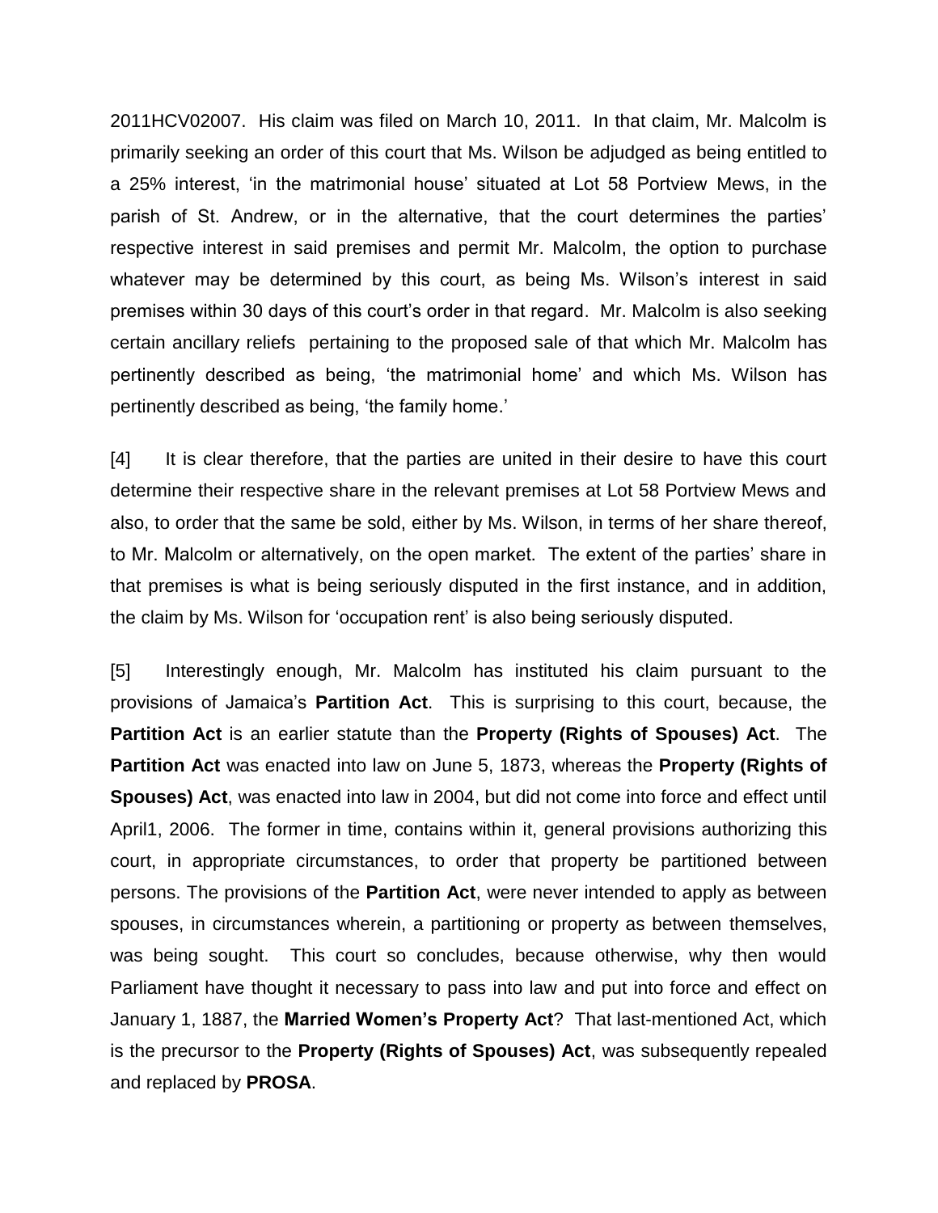2011HCV02007. His claim was filed on March 10, 2011. In that claim, Mr. Malcolm is primarily seeking an order of this court that Ms. Wilson be adjudged as being entitled to a 25% interest, 'in the matrimonial house' situated at Lot 58 Portview Mews, in the parish of St. Andrew, or in the alternative, that the court determines the parties' respective interest in said premises and permit Mr. Malcolm, the option to purchase whatever may be determined by this court, as being Ms. Wilson's interest in said premises within 30 days of this court's order in that regard. Mr. Malcolm is also seeking certain ancillary reliefs pertaining to the proposed sale of that which Mr. Malcolm has pertinently described as being, 'the matrimonial home' and which Ms. Wilson has pertinently described as being, 'the family home.'

[4] It is clear therefore, that the parties are united in their desire to have this court determine their respective share in the relevant premises at Lot 58 Portview Mews and also, to order that the same be sold, either by Ms. Wilson, in terms of her share thereof, to Mr. Malcolm or alternatively, on the open market. The extent of the parties' share in that premises is what is being seriously disputed in the first instance, and in addition, the claim by Ms. Wilson for 'occupation rent' is also being seriously disputed.

[5] Interestingly enough, Mr. Malcolm has instituted his claim pursuant to the provisions of Jamaica's **Partition Act**. This is surprising to this court, because, the **Partition Act** is an earlier statute than the **Property (Rights of Spouses) Act**. The **Partition Act** was enacted into law on June 5, 1873, whereas the **Property (Rights of Spouses) Act**, was enacted into law in 2004, but did not come into force and effect until April1, 2006. The former in time, contains within it, general provisions authorizing this court, in appropriate circumstances, to order that property be partitioned between persons. The provisions of the **Partition Act**, were never intended to apply as between spouses, in circumstances wherein, a partitioning or property as between themselves, was being sought. This court so concludes, because otherwise, why then would Parliament have thought it necessary to pass into law and put into force and effect on January 1, 1887, the **Married Women's Property Act**? That last-mentioned Act, which is the precursor to the **Property (Rights of Spouses) Act**, was subsequently repealed and replaced by **PROSA**.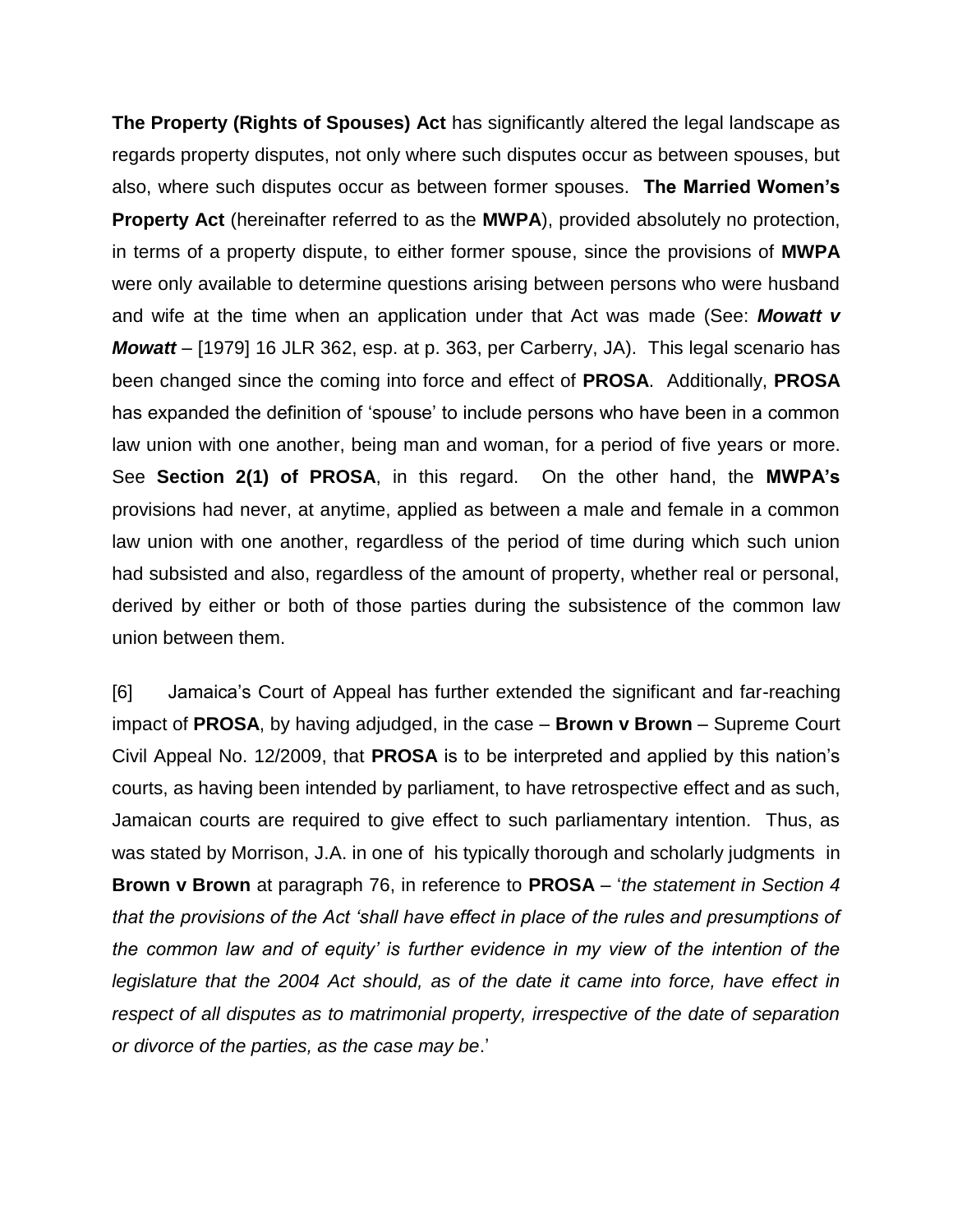**The Property (Rights of Spouses) Act** has significantly altered the legal landscape as regards property disputes, not only where such disputes occur as between spouses, but also, where such disputes occur as between former spouses. **The Married Women's Property Act** (hereinafter referred to as the **MWPA**), provided absolutely no protection, in terms of a property dispute, to either former spouse, since the provisions of **MWPA** were only available to determine questions arising between persons who were husband and wife at the time when an application under that Act was made (See: ***Mowatt v Mowatt*** – [1979] 16 JLR 362, esp. at p. 363, per Carberry, JA). This legal scenario has been changed since the coming into force and effect of **PROSA**. Additionally, **PROSA** has expanded the definition of 'spouse' to include persons who have been in a common law union with one another, being man and woman, for a period of five years or more. See **Section 2(1) of PROSA**, in this regard. On the other hand, the **MWPA's** provisions had never, at anytime, applied as between a male and female in a common law union with one another, regardless of the period of time during which such union had subsisted and also, regardless of the amount of property, whether real or personal, derived by either or both of those parties during the subsistence of the common law union between them.

[6] Jamaica's Court of Appeal has further extended the significant and far-reaching impact of **PROSA**, by having adjudged, in the case – **Brown v Brown** – Supreme Court Civil Appeal No. 12/2009, that **PROSA** is to be interpreted and applied by this nation's courts, as having been intended by parliament, to have retrospective effect and as such, Jamaican courts are required to give effect to such parliamentary intention. Thus, as was stated by Morrison, J.A. in one of his typically thorough and scholarly judgments in **Brown v Brown** at paragraph 76, in reference to **PROSA** – '*the statement in Section 4 that the provisions of the Act 'shall have effect in place of the rules and presumptions of the common law and of equity' is further evidence in my view of the intention of the legislature that the 2004 Act should, as of the date it came into force, have effect in respect of all disputes as to matrimonial property, irrespective of the date of separation or divorce of the parties, as the case may be*.'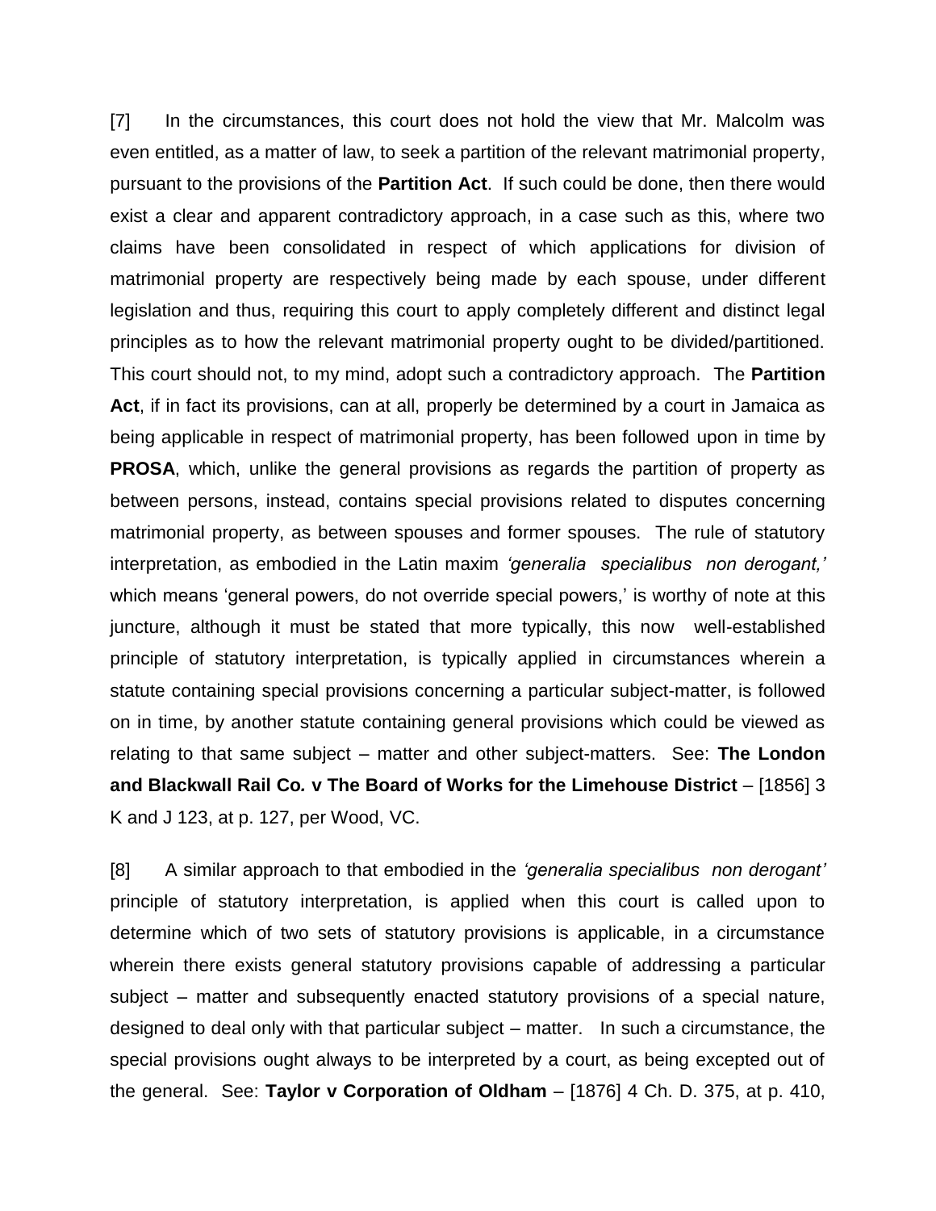[7] In the circumstances, this court does not hold the view that Mr. Malcolm was even entitled, as a matter of law, to seek a partition of the relevant matrimonial property, pursuant to the provisions of the **Partition Act**. If such could be done, then there would exist a clear and apparent contradictory approach, in a case such as this, where two claims have been consolidated in respect of which applications for division of matrimonial property are respectively being made by each spouse, under different legislation and thus, requiring this court to apply completely different and distinct legal principles as to how the relevant matrimonial property ought to be divided/partitioned. This court should not, to my mind, adopt such a contradictory approach. The **Partition Act**, if in fact its provisions, can at all, properly be determined by a court in Jamaica as being applicable in respect of matrimonial property, has been followed upon in time by **PROSA**, which, unlike the general provisions as regards the partition of property as between persons, instead, contains special provisions related to disputes concerning matrimonial property, as between spouses and former spouses. The rule of statutory interpretation, as embodied in the Latin maxim *'generalia specialibus non derogant,'* which means 'general powers, do not override special powers,' is worthy of note at this juncture, although it must be stated that more typically, this now well-established principle of statutory interpretation, is typically applied in circumstances wherein a statute containing special provisions concerning a particular subject-matter, is followed on in time, by another statute containing general provisions which could be viewed as relating to that same subject – matter and other subject-matters. See: **The London and Blackwall Rail Co. v The Board of Works for the Limehouse District** – [1856] 3 K and J 123, at p. 127, per Wood, VC.

[8] A similar approach to that embodied in the *'generalia specialibus non derogant'* principle of statutory interpretation, is applied when this court is called upon to determine which of two sets of statutory provisions is applicable, in a circumstance wherein there exists general statutory provisions capable of addressing a particular subject – matter and subsequently enacted statutory provisions of a special nature, designed to deal only with that particular subject – matter. In such a circumstance, the special provisions ought always to be interpreted by a court, as being excepted out of the general. See: **Taylor v Corporation of Oldham** – [1876] 4 Ch. D. 375, at p. 410,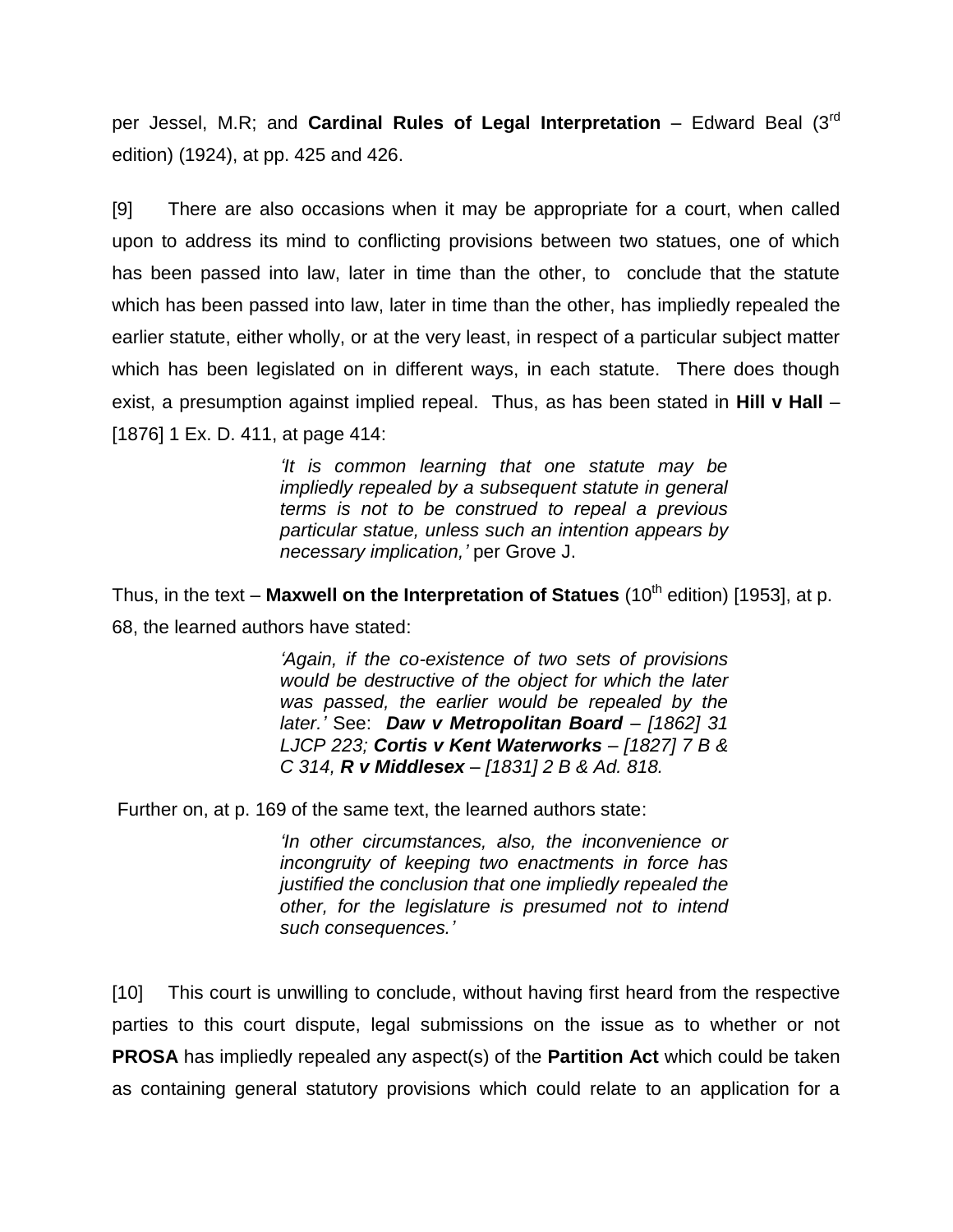per Jessel, M.R; and **Cardinal Rules of Legal Interpretation** – Edward Beal (3rd edition) (1924), at pp. 425 and 426.

[9] There are also occasions when it may be appropriate for a court, when called upon to address its mind to conflicting provisions between two statues, one of which has been passed into law, later in time than the other, to conclude that the statute which has been passed into law, later in time than the other, has impliedly repealed the earlier statute, either wholly, or at the very least, in respect of a particular subject matter which has been legislated on in different ways, in each statute. There does though exist, a presumption against implied repeal. Thus, as has been stated in **Hill v Hall** – [1876] 1 Ex. D. 411, at page 414:

> *'It is common learning that one statute may be impliedly repealed by a subsequent statute in general terms is not to be construed to repeal a previous particular statue, unless such an intention appears by necessary implication,'* per Grove J.

Thus, in the text – **Maxwell on the Interpretation of Statues** (10th edition) [1953], at p. 68, the learned authors have stated:

> *'Again, if the co-existence of two sets of provisions would be destructive of the object for which the later was passed, the earlier would be repealed by the later.'* See: ***Daw v Metropolitan Board*** *– [1862] 31 LJCP 223;* ***Cortis v Kent Waterworks*** *– [1827] 7 B & C 314,* ***R v Middlesex*** *– [1831] 2 B & Ad. 818.*

Further on, at p. 169 of the same text, the learned authors state:

> *'In other circumstances, also, the inconvenience or incongruity of keeping two enactments in force has justified the conclusion that one impliedly repealed the other, for the legislature is presumed not to intend such consequences.'*

[10] This court is unwilling to conclude, without having first heard from the respective parties to this court dispute, legal submissions on the issue as to whether or not **PROSA** has impliedly repealed any aspect(s) of the **Partition Act** which could be taken as containing general statutory provisions which could relate to an application for a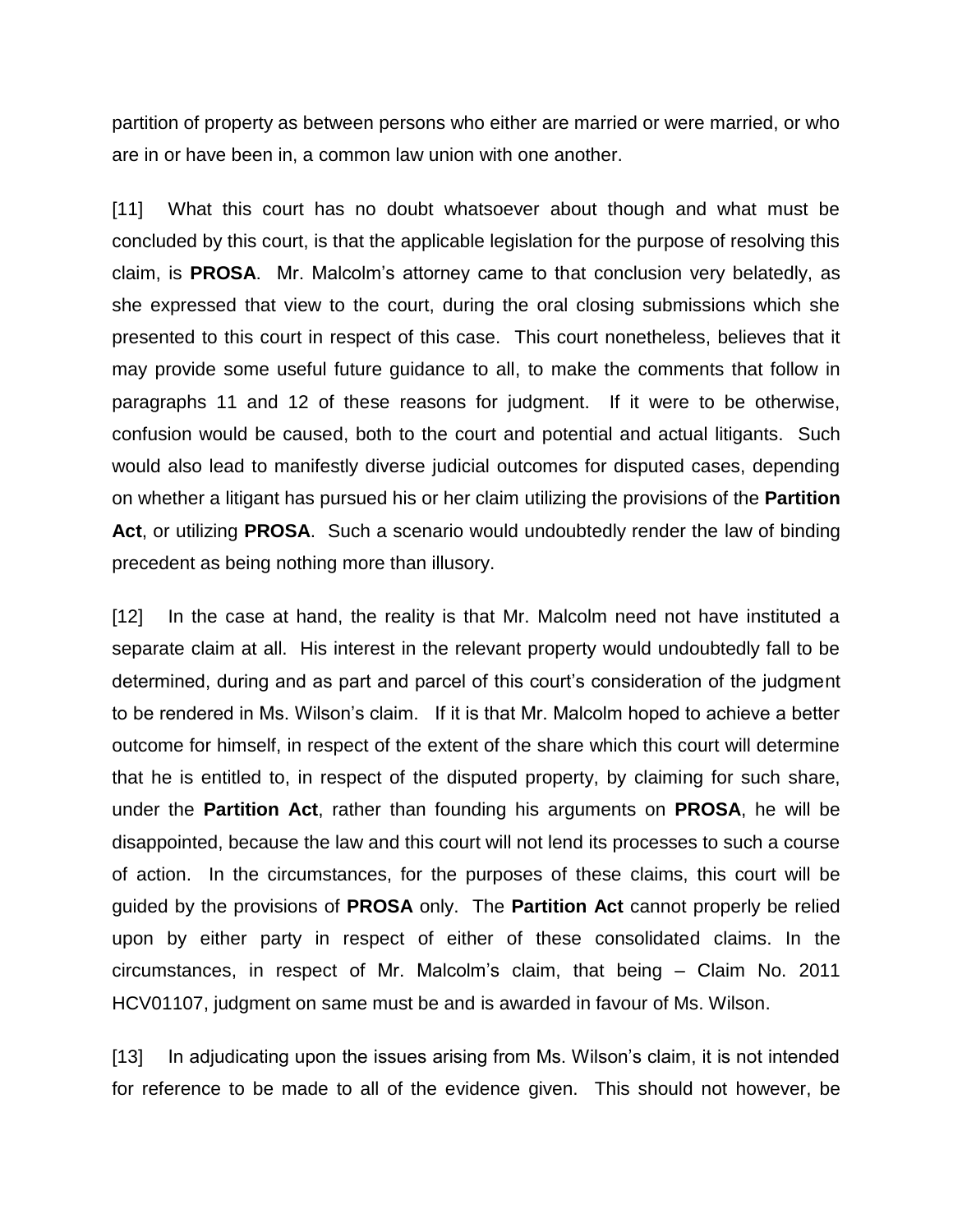partition of property as between persons who either are married or were married, or who are in or have been in, a common law union with one another.

[11] What this court has no doubt whatsoever about though and what must be concluded by this court, is that the applicable legislation for the purpose of resolving this claim, is **PROSA**. Mr. Malcolm's attorney came to that conclusion very belatedly, as she expressed that view to the court, during the oral closing submissions which she presented to this court in respect of this case. This court nonetheless, believes that it may provide some useful future guidance to all, to make the comments that follow in paragraphs 11 and 12 of these reasons for judgment. If it were to be otherwise, confusion would be caused, both to the court and potential and actual litigants. Such would also lead to manifestly diverse judicial outcomes for disputed cases, depending on whether a litigant has pursued his or her claim utilizing the provisions of the **Partition Act**, or utilizing **PROSA**. Such a scenario would undoubtedly render the law of binding precedent as being nothing more than illusory.

[12] In the case at hand, the reality is that Mr. Malcolm need not have instituted a separate claim at all. His interest in the relevant property would undoubtedly fall to be determined, during and as part and parcel of this court's consideration of the judgment to be rendered in Ms. Wilson's claim. If it is that Mr. Malcolm hoped to achieve a better outcome for himself, in respect of the extent of the share which this court will determine that he is entitled to, in respect of the disputed property, by claiming for such share, under the **Partition Act**, rather than founding his arguments on **PROSA**, he will be disappointed, because the law and this court will not lend its processes to such a course of action. In the circumstances, for the purposes of these claims, this court will be guided by the provisions of **PROSA** only. The **Partition Act** cannot properly be relied upon by either party in respect of either of these consolidated claims. In the circumstances, in respect of Mr. Malcolm's claim, that being – Claim No. 2011 HCV01107, judgment on same must be and is awarded in favour of Ms. Wilson.

[13] In adjudicating upon the issues arising from Ms. Wilson's claim, it is not intended for reference to be made to all of the evidence given. This should not however, be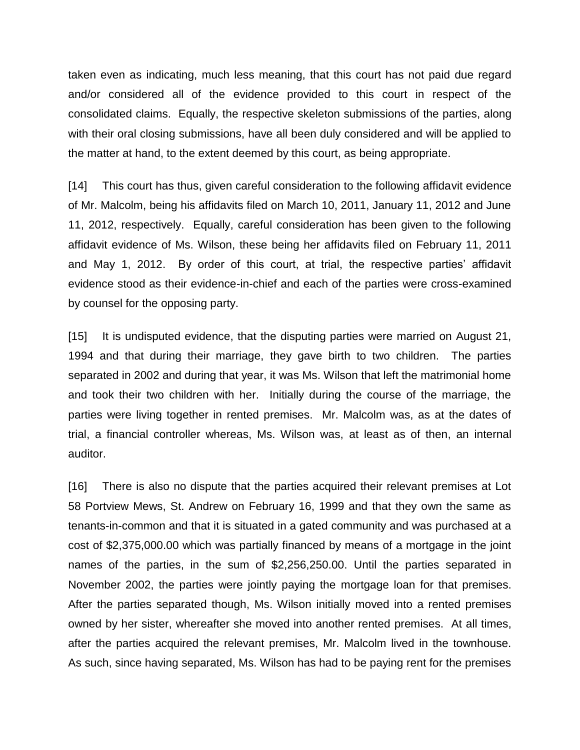taken even as indicating, much less meaning, that this court has not paid due regard and/or considered all of the evidence provided to this court in respect of the consolidated claims. Equally, the respective skeleton submissions of the parties, along with their oral closing submissions, have all been duly considered and will be applied to the matter at hand, to the extent deemed by this court, as being appropriate.

[14] This court has thus, given careful consideration to the following affidavit evidence of Mr. Malcolm, being his affidavits filed on March 10, 2011, January 11, 2012 and June 11, 2012, respectively. Equally, careful consideration has been given to the following affidavit evidence of Ms. Wilson, these being her affidavits filed on February 11, 2011 and May 1, 2012. By order of this court, at trial, the respective parties' affidavit evidence stood as their evidence-in-chief and each of the parties were cross-examined by counsel for the opposing party.

[15] It is undisputed evidence, that the disputing parties were married on August 21, 1994 and that during their marriage, they gave birth to two children. The parties separated in 2002 and during that year, it was Ms. Wilson that left the matrimonial home and took their two children with her. Initially during the course of the marriage, the parties were living together in rented premises. Mr. Malcolm was, as at the dates of trial, a financial controller whereas, Ms. Wilson was, at least as of then, an internal auditor.

[16] There is also no dispute that the parties acquired their relevant premises at Lot 58 Portview Mews, St. Andrew on February 16, 1999 and that they own the same as tenants-in-common and that it is situated in a gated community and was purchased at a cost of $2,375,000.00 which was partially financed by means of a mortgage in the joint names of the parties, in the sum of $2,256,250.00. Until the parties separated in November 2002, the parties were jointly paying the mortgage loan for that premises. After the parties separated though, Ms. Wilson initially moved into a rented premises owned by her sister, whereafter she moved into another rented premises. At all times, after the parties acquired the relevant premises, Mr. Malcolm lived in the townhouse. As such, since having separated, Ms. Wilson has had to be paying rent for the premises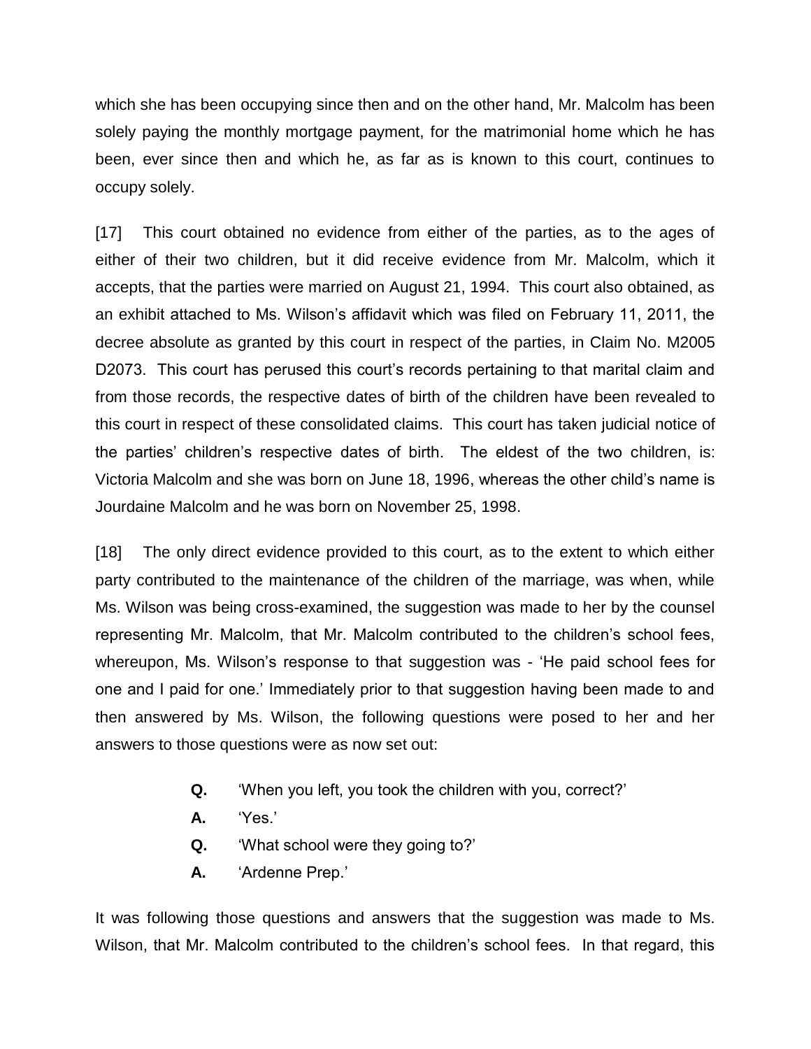which she has been occupying since then and on the other hand, Mr. Malcolm has been solely paying the monthly mortgage payment, for the matrimonial home which he has been, ever since then and which he, as far as is known to this court, continues to occupy solely.

[17] This court obtained no evidence from either of the parties, as to the ages of either of their two children, but it did receive evidence from Mr. Malcolm, which it accepts, that the parties were married on August 21, 1994. This court also obtained, as an exhibit attached to Ms. Wilson's affidavit which was filed on February 11, 2011, the decree absolute as granted by this court in respect of the parties, in Claim No. M2005 D2073. This court has perused this court's records pertaining to that marital claim and from those records, the respective dates of birth of the children have been revealed to this court in respect of these consolidated claims. This court has taken judicial notice of the parties' children's respective dates of birth. The eldest of the two children, is: Victoria Malcolm and she was born on June 18, 1996, whereas the other child's name is Jourdaine Malcolm and he was born on November 25, 1998.

[18] The only direct evidence provided to this court, as to the extent to which either party contributed to the maintenance of the children of the marriage, was when, while Ms. Wilson was being cross-examined, the suggestion was made to her by the counsel representing Mr. Malcolm, that Mr. Malcolm contributed to the children's school fees, whereupon, Ms. Wilson's response to that suggestion was - 'He paid school fees for one and I paid for one.' Immediately prior to that suggestion having been made to and then answered by Ms. Wilson, the following questions were posed to her and her answers to those questions were as now set out:

> **Q.** 'When you left, you took the children with you, correct?'
>
> **A.** 'Yes.'
>
> **Q.** 'What school were they going to?'
>
> **A.** 'Ardenne Prep.'

It was following those questions and answers that the suggestion was made to Ms. Wilson, that Mr. Malcolm contributed to the children's school fees. In that regard, this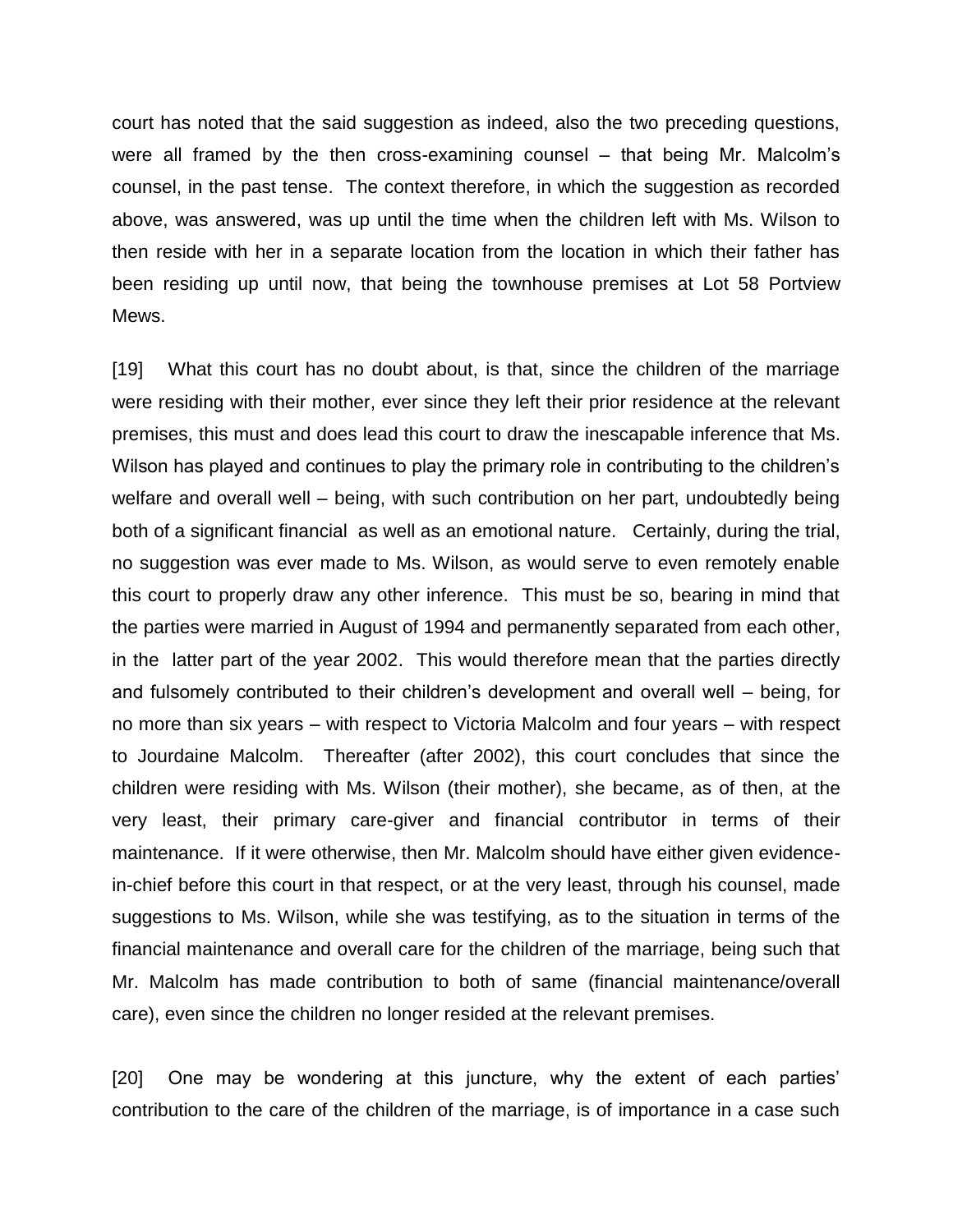court has noted that the said suggestion as indeed, also the two preceding questions, were all framed by the then cross-examining counsel – that being Mr. Malcolm's counsel, in the past tense. The context therefore, in which the suggestion as recorded above, was answered, was up until the time when the children left with Ms. Wilson to then reside with her in a separate location from the location in which their father has been residing up until now, that being the townhouse premises at Lot 58 Portview Mews.

[19] What this court has no doubt about, is that, since the children of the marriage were residing with their mother, ever since they left their prior residence at the relevant premises, this must and does lead this court to draw the inescapable inference that Ms. Wilson has played and continues to play the primary role in contributing to the children's welfare and overall well – being, with such contribution on her part, undoubtedly being both of a significant financial as well as an emotional nature. Certainly, during the trial, no suggestion was ever made to Ms. Wilson, as would serve to even remotely enable this court to properly draw any other inference. This must be so, bearing in mind that the parties were married in August of 1994 and permanently separated from each other, in the latter part of the year 2002. This would therefore mean that the parties directly and fulsomely contributed to their children's development and overall well – being, for no more than six years – with respect to Victoria Malcolm and four years – with respect to Jourdaine Malcolm. Thereafter (after 2002), this court concludes that since the children were residing with Ms. Wilson (their mother), she became, as of then, at the very least, their primary care-giver and financial contributor in terms of their maintenance. If it were otherwise, then Mr. Malcolm should have either given evidence-in-chief before this court in that respect, or at the very least, through his counsel, made suggestions to Ms. Wilson, while she was testifying, as to the situation in terms of the financial maintenance and overall care for the children of the marriage, being such that Mr. Malcolm has made contribution to both of same (financial maintenance/overall care), even since the children no longer resided at the relevant premises.

[20] One may be wondering at this juncture, why the extent of each parties' contribution to the care of the children of the marriage, is of importance in a case such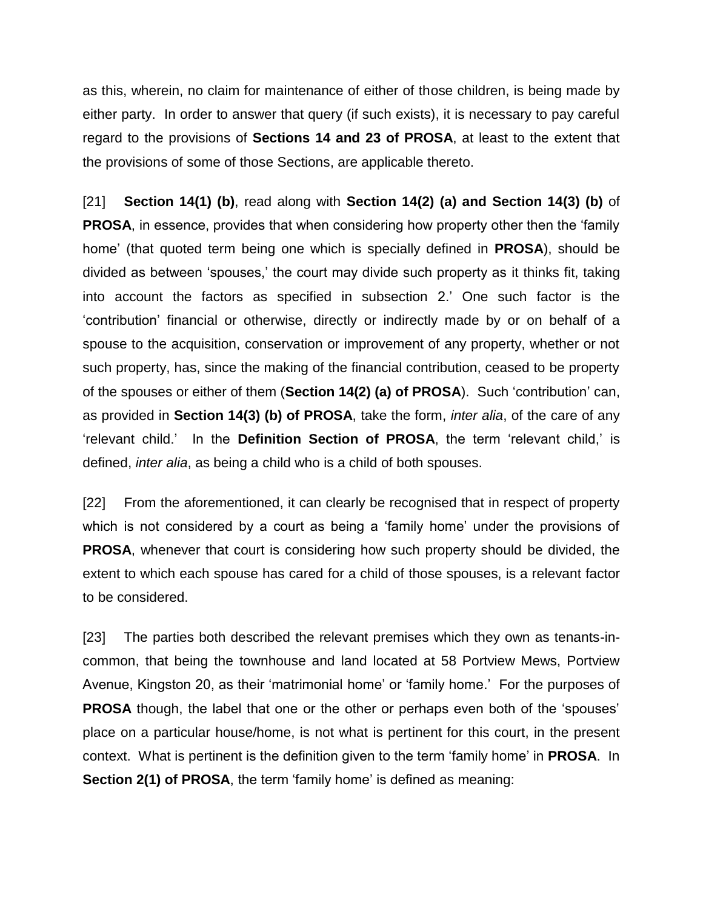as this, wherein, no claim for maintenance of either of those children, is being made by either party. In order to answer that query (if such exists), it is necessary to pay careful regard to the provisions of **Sections 14 and 23 of PROSA**, at least to the extent that the provisions of some of those Sections, are applicable thereto.

[21] **Section 14(1) (b)**, read along with **Section 14(2) (a) and Section 14(3) (b)** of **PROSA**, in essence, provides that when considering how property other then the 'family home' (that quoted term being one which is specially defined in **PROSA**), should be divided as between 'spouses,' the court may divide such property as it thinks fit, taking into account the factors as specified in subsection 2.' One such factor is the 'contribution' financial or otherwise, directly or indirectly made by or on behalf of a spouse to the acquisition, conservation or improvement of any property, whether or not such property, has, since the making of the financial contribution, ceased to be property of the spouses or either of them (**Section 14(2) (a) of PROSA**). Such 'contribution' can, as provided in **Section 14(3) (b) of PROSA**, take the form, *inter alia*, of the care of any 'relevant child.' In the **Definition Section of PROSA**, the term 'relevant child,' is defined, *inter alia*, as being a child who is a child of both spouses.

[22] From the aforementioned, it can clearly be recognised that in respect of property which is not considered by a court as being a 'family home' under the provisions of **PROSA**, whenever that court is considering how such property should be divided, the extent to which each spouse has cared for a child of those spouses, is a relevant factor to be considered.

[23] The parties both described the relevant premises which they own as tenants-in-common, that being the townhouse and land located at 58 Portview Mews, Portview Avenue, Kingston 20, as their 'matrimonial home' or 'family home.' For the purposes of **PROSA** though, the label that one or the other or perhaps even both of the 'spouses' place on a particular house/home, is not what is pertinent for this court, in the present context. What is pertinent is the definition given to the term 'family home' in **PROSA**. In **Section 2(1) of PROSA**, the term 'family home' is defined as meaning: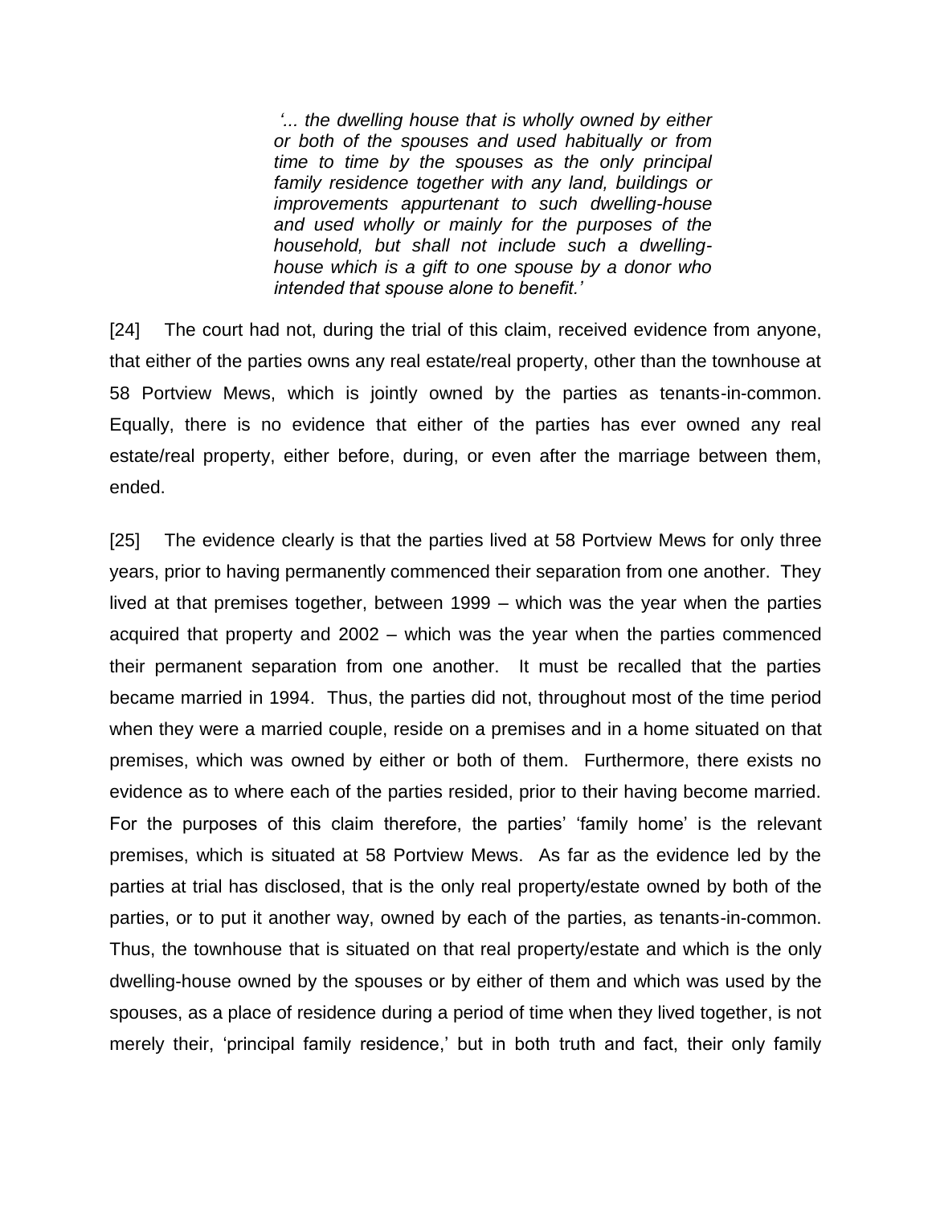> *'... the dwelling house that is wholly owned by either or both of the spouses and used habitually or from time to time by the spouses as the only principal family residence together with any land, buildings or improvements appurtenant to such dwelling-house and used wholly or mainly for the purposes of the household, but shall not include such a dwelling-house which is a gift to one spouse by a donor who intended that spouse alone to benefit.'*

[24] The court had not, during the trial of this claim, received evidence from anyone, that either of the parties owns any real estate/real property, other than the townhouse at 58 Portview Mews, which is jointly owned by the parties as tenants-in-common. Equally, there is no evidence that either of the parties has ever owned any real estate/real property, either before, during, or even after the marriage between them, ended.

[25] The evidence clearly is that the parties lived at 58 Portview Mews for only three years, prior to having permanently commenced their separation from one another. They lived at that premises together, between 1999 – which was the year when the parties acquired that property and 2002 – which was the year when the parties commenced their permanent separation from one another. It must be recalled that the parties became married in 1994. Thus, the parties did not, throughout most of the time period when they were a married couple, reside on a premises and in a home situated on that premises, which was owned by either or both of them. Furthermore, there exists no evidence as to where each of the parties resided, prior to their having become married. For the purposes of this claim therefore, the parties' 'family home' is the relevant premises, which is situated at 58 Portview Mews. As far as the evidence led by the parties at trial has disclosed, that is the only real property/estate owned by both of the parties, or to put it another way, owned by each of the parties, as tenants-in-common. Thus, the townhouse that is situated on that real property/estate and which is the only dwelling-house owned by the spouses or by either of them and which was used by the spouses, as a place of residence during a period of time when they lived together, is not merely their, 'principal family residence,' but in both truth and fact, their only family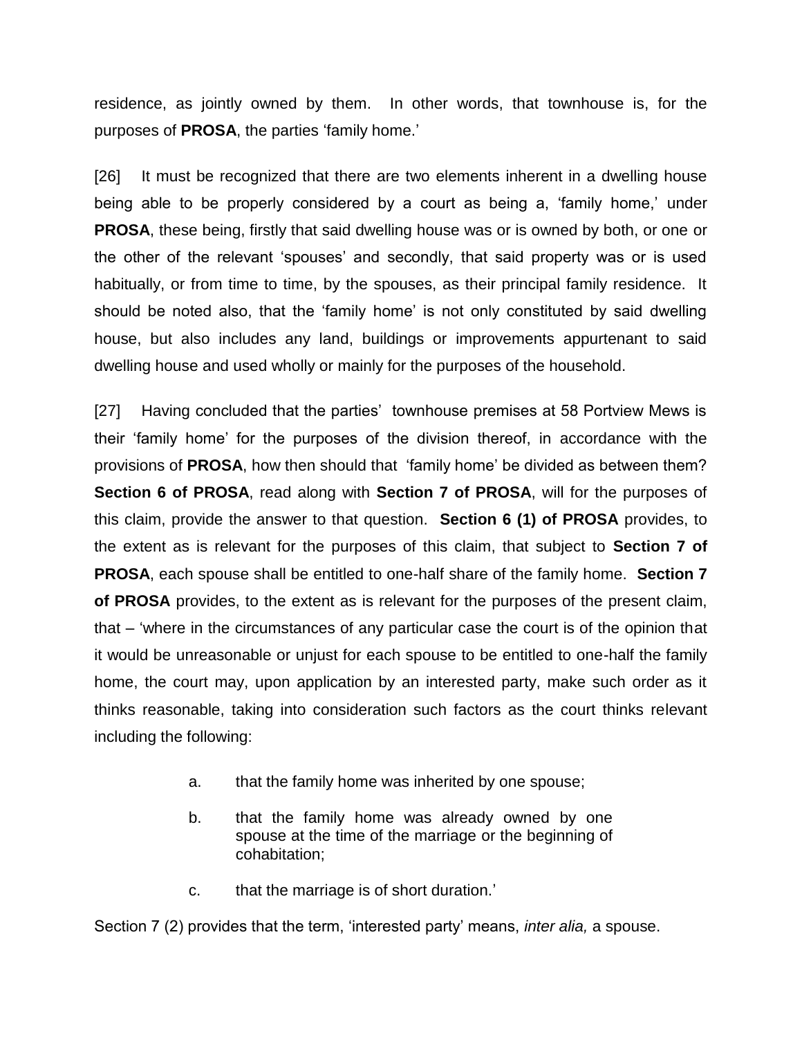residence, as jointly owned by them. In other words, that townhouse is, for the purposes of **PROSA**, the parties 'family home.'

[26] It must be recognized that there are two elements inherent in a dwelling house being able to be properly considered by a court as being a, 'family home,' under **PROSA**, these being, firstly that said dwelling house was or is owned by both, or one or the other of the relevant 'spouses' and secondly, that said property was or is used habitually, or from time to time, by the spouses, as their principal family residence. It should be noted also, that the 'family home' is not only constituted by said dwelling house, but also includes any land, buildings or improvements appurtenant to said dwelling house and used wholly or mainly for the purposes of the household.

[27] Having concluded that the parties' townhouse premises at 58 Portview Mews is their 'family home' for the purposes of the division thereof, in accordance with the provisions of **PROSA**, how then should that 'family home' be divided as between them? **Section 6 of PROSA**, read along with **Section 7 of PROSA**, will for the purposes of this claim, provide the answer to that question. **Section 6 (1) of PROSA** provides, to the extent as is relevant for the purposes of this claim, that subject to **Section 7 of PROSA**, each spouse shall be entitled to one-half share of the family home. **Section 7 of PROSA** provides, to the extent as is relevant for the purposes of the present claim, that – 'where in the circumstances of any particular case the court is of the opinion that it would be unreasonable or unjust for each spouse to be entitled to one-half the family home, the court may, upon application by an interested party, make such order as it thinks reasonable, taking into consideration such factors as the court thinks relevant including the following:

> a. that the family home was inherited by one spouse;
>
> b. that the family home was already owned by one spouse at the time of the marriage or the beginning of cohabitation;
>
> c. that the marriage is of short duration.'

Section 7 (2) provides that the term, 'interested party' means, *inter alia,* a spouse.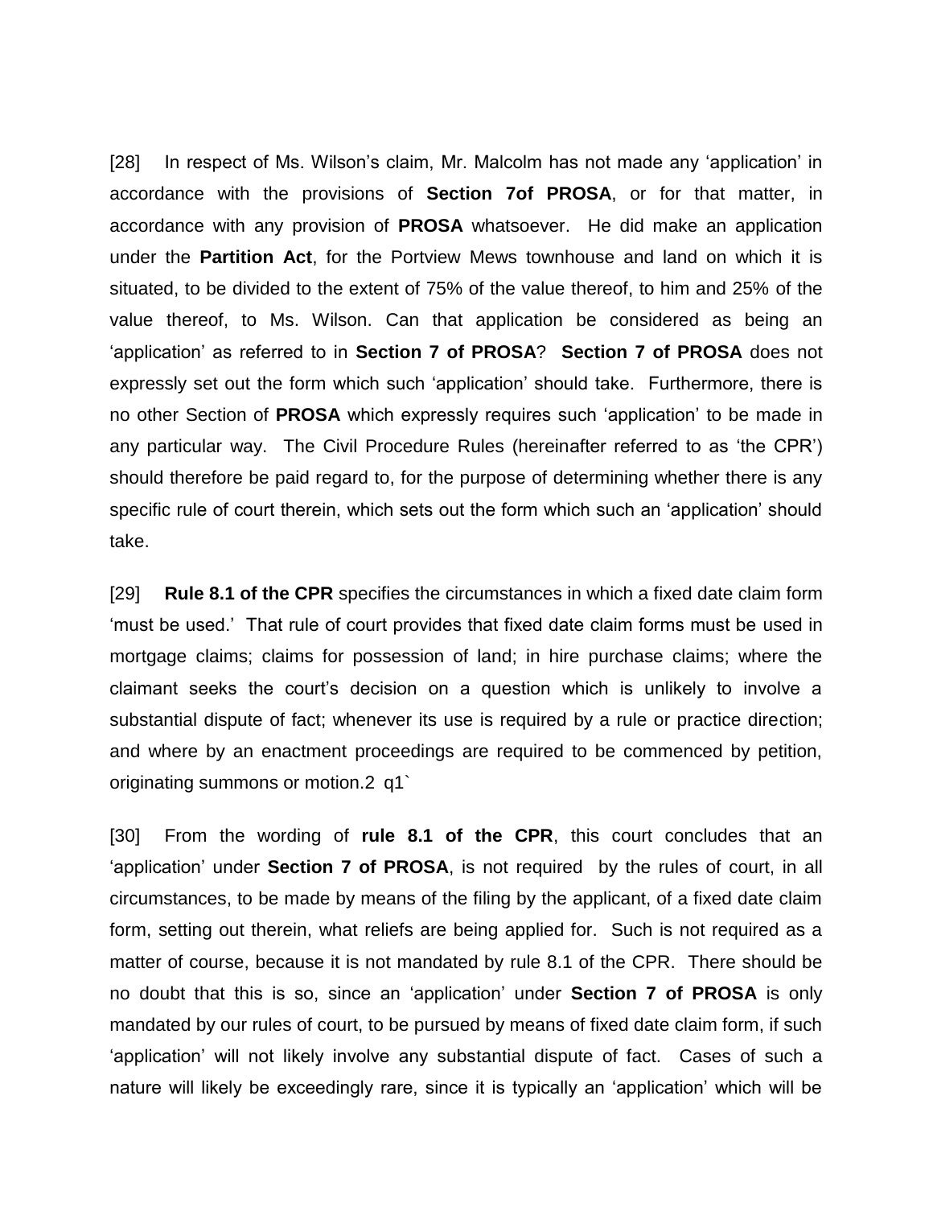[28] In respect of Ms. Wilson's claim, Mr. Malcolm has not made any 'application' in accordance with the provisions of **Section 7of PROSA**, or for that matter, in accordance with any provision of **PROSA** whatsoever. He did make an application under the **Partition Act**, for the Portview Mews townhouse and land on which it is situated, to be divided to the extent of 75% of the value thereof, to him and 25% of the value thereof, to Ms. Wilson. Can that application be considered as being an 'application' as referred to in **Section 7 of PROSA**? **Section 7 of PROSA** does not expressly set out the form which such 'application' should take. Furthermore, there is no other Section of **PROSA** which expressly requires such 'application' to be made in any particular way. The Civil Procedure Rules (hereinafter referred to as 'the CPR') should therefore be paid regard to, for the purpose of determining whether there is any specific rule of court therein, which sets out the form which such an 'application' should take.

[29] **Rule 8.1 of the CPR** specifies the circumstances in which a fixed date claim form 'must be used.' That rule of court provides that fixed date claim forms must be used in mortgage claims; claims for possession of land; in hire purchase claims; where the claimant seeks the court's decision on a question which is unlikely to involve a substantial dispute of fact; whenever its use is required by a rule or practice direction; and where by an enactment proceedings are required to be commenced by petition, originating summons or motion.2 q1`

[30] From the wording of **rule 8.1 of the CPR**, this court concludes that an 'application' under **Section 7 of PROSA**, is not required by the rules of court, in all circumstances, to be made by means of the filing by the applicant, of a fixed date claim form, setting out therein, what reliefs are being applied for. Such is not required as a matter of course, because it is not mandated by rule 8.1 of the CPR. There should be no doubt that this is so, since an 'application' under **Section 7 of PROSA** is only mandated by our rules of court, to be pursued by means of fixed date claim form, if such 'application' will not likely involve any substantial dispute of fact. Cases of such a nature will likely be exceedingly rare, since it is typically an 'application' which will be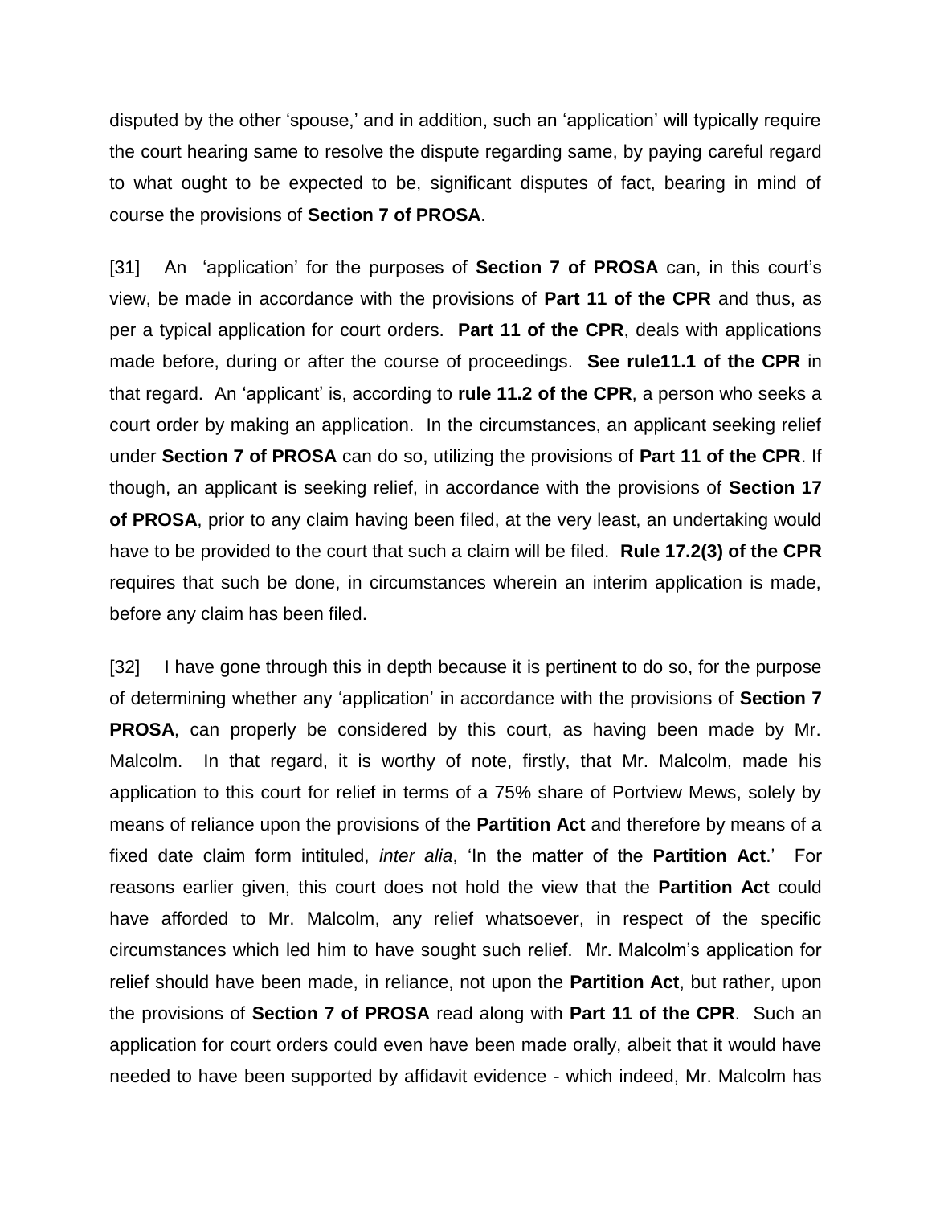disputed by the other 'spouse,' and in addition, such an 'application' will typically require the court hearing same to resolve the dispute regarding same, by paying careful regard to what ought to be expected to be, significant disputes of fact, bearing in mind of course the provisions of **Section 7 of PROSA**.

[31] An 'application' for the purposes of **Section 7 of PROSA** can, in this court's view, be made in accordance with the provisions of **Part 11 of the CPR** and thus, as per a typical application for court orders. **Part 11 of the CPR**, deals with applications made before, during or after the course of proceedings. **See rule11.1 of the CPR** in that regard. An 'applicant' is, according to **rule 11.2 of the CPR**, a person who seeks a court order by making an application. In the circumstances, an applicant seeking relief under **Section 7 of PROSA** can do so, utilizing the provisions of **Part 11 of the CPR**. If though, an applicant is seeking relief, in accordance with the provisions of **Section 17 of PROSA**, prior to any claim having been filed, at the very least, an undertaking would have to be provided to the court that such a claim will be filed. **Rule 17.2(3) of the CPR** requires that such be done, in circumstances wherein an interim application is made, before any claim has been filed.

[32] I have gone through this in depth because it is pertinent to do so, for the purpose of determining whether any 'application' in accordance with the provisions of **Section 7 PROSA**, can properly be considered by this court, as having been made by Mr. Malcolm. In that regard, it is worthy of note, firstly, that Mr. Malcolm, made his application to this court for relief in terms of a 75% share of Portview Mews, solely by means of reliance upon the provisions of the **Partition Act** and therefore by means of a fixed date claim form intituled, *inter alia*, 'In the matter of the **Partition Act**.' For reasons earlier given, this court does not hold the view that the **Partition Act** could have afforded to Mr. Malcolm, any relief whatsoever, in respect of the specific circumstances which led him to have sought such relief. Mr. Malcolm's application for relief should have been made, in reliance, not upon the **Partition Act**, but rather, upon the provisions of **Section 7 of PROSA** read along with **Part 11 of the CPR**. Such an application for court orders could even have been made orally, albeit that it would have needed to have been supported by affidavit evidence - which indeed, Mr. Malcolm has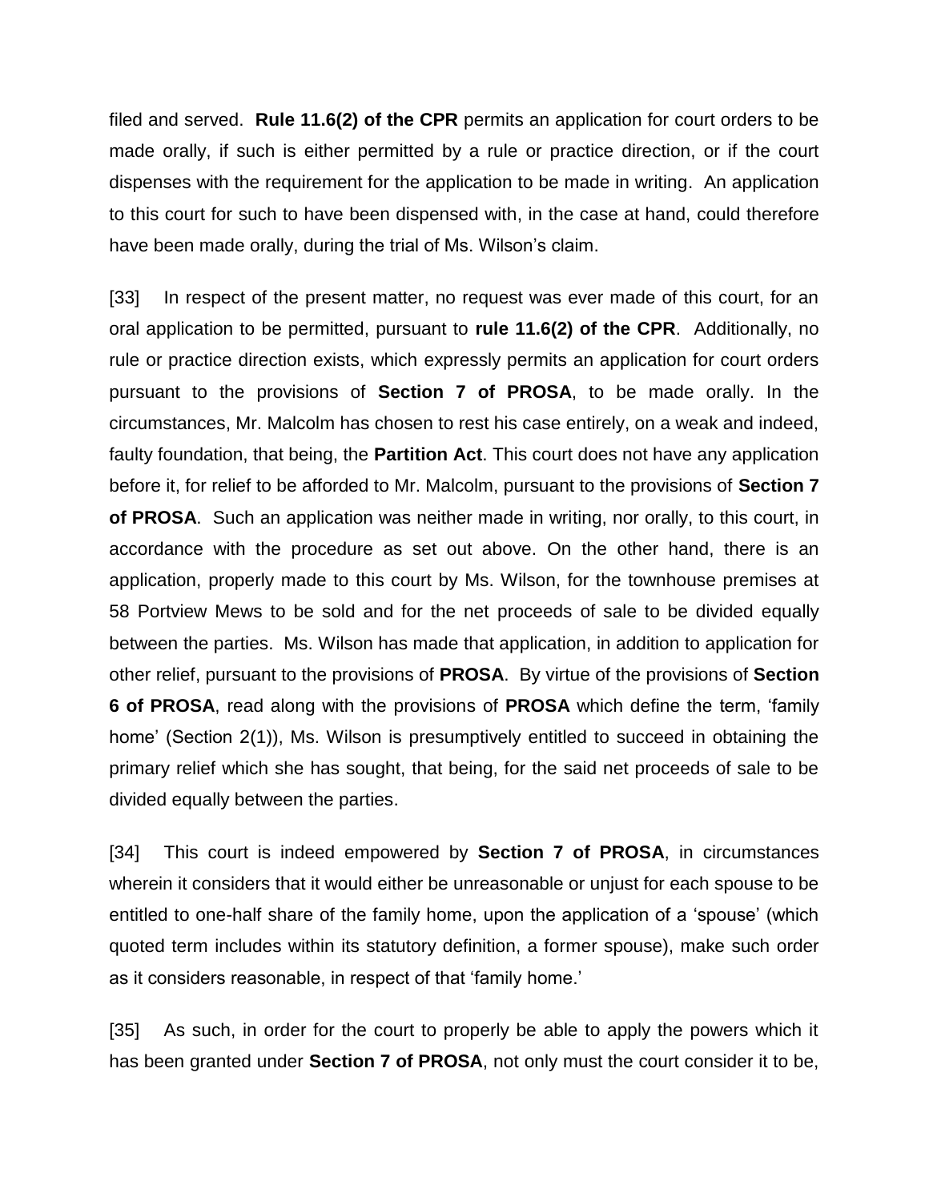filed and served. **Rule 11.6(2) of the CPR** permits an application for court orders to be made orally, if such is either permitted by a rule or practice direction, or if the court dispenses with the requirement for the application to be made in writing. An application to this court for such to have been dispensed with, in the case at hand, could therefore have been made orally, during the trial of Ms. Wilson's claim.

[33] In respect of the present matter, no request was ever made of this court, for an oral application to be permitted, pursuant to **rule 11.6(2) of the CPR**. Additionally, no rule or practice direction exists, which expressly permits an application for court orders pursuant to the provisions of **Section 7 of PROSA**, to be made orally. In the circumstances, Mr. Malcolm has chosen to rest his case entirely, on a weak and indeed, faulty foundation, that being, the **Partition Act**. This court does not have any application before it, for relief to be afforded to Mr. Malcolm, pursuant to the provisions of **Section 7 of PROSA**. Such an application was neither made in writing, nor orally, to this court, in accordance with the procedure as set out above. On the other hand, there is an application, properly made to this court by Ms. Wilson, for the townhouse premises at 58 Portview Mews to be sold and for the net proceeds of sale to be divided equally between the parties. Ms. Wilson has made that application, in addition to application for other relief, pursuant to the provisions of **PROSA**. By virtue of the provisions of **Section 6 of PROSA**, read along with the provisions of **PROSA** which define the term, 'family home' (Section 2(1)), Ms. Wilson is presumptively entitled to succeed in obtaining the primary relief which she has sought, that being, for the said net proceeds of sale to be divided equally between the parties.

[34] This court is indeed empowered by **Section 7 of PROSA**, in circumstances wherein it considers that it would either be unreasonable or unjust for each spouse to be entitled to one-half share of the family home, upon the application of a 'spouse' (which quoted term includes within its statutory definition, a former spouse), make such order as it considers reasonable, in respect of that 'family home.'

[35] As such, in order for the court to properly be able to apply the powers which it has been granted under **Section 7 of PROSA**, not only must the court consider it to be,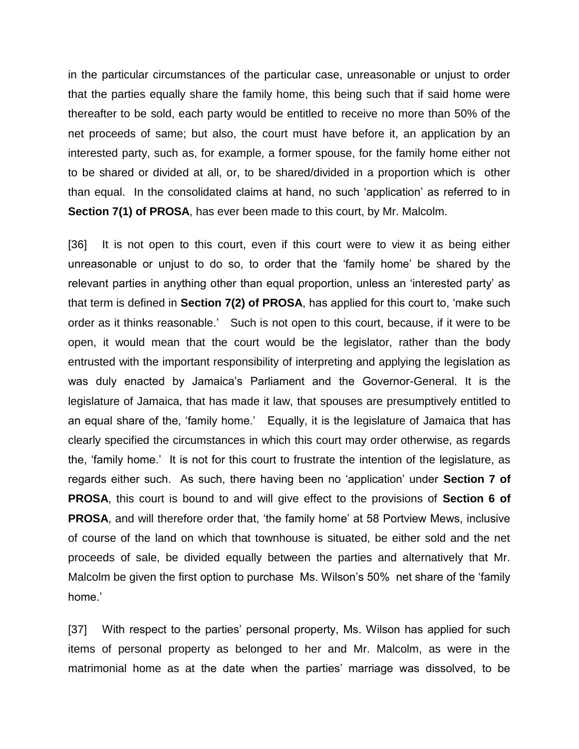in the particular circumstances of the particular case, unreasonable or unjust to order that the parties equally share the family home, this being such that if said home were thereafter to be sold, each party would be entitled to receive no more than 50% of the net proceeds of same; but also, the court must have before it, an application by an interested party, such as, for example, a former spouse, for the family home either not to be shared or divided at all, or, to be shared/divided in a proportion which is other than equal. In the consolidated claims at hand, no such 'application' as referred to in **Section 7(1) of PROSA**, has ever been made to this court, by Mr. Malcolm.

[36] It is not open to this court, even if this court were to view it as being either unreasonable or unjust to do so, to order that the 'family home' be shared by the relevant parties in anything other than equal proportion, unless an 'interested party' as that term is defined in **Section 7(2) of PROSA**, has applied for this court to, 'make such order as it thinks reasonable.' Such is not open to this court, because, if it were to be open, it would mean that the court would be the legislator, rather than the body entrusted with the important responsibility of interpreting and applying the legislation as was duly enacted by Jamaica's Parliament and the Governor-General. It is the legislature of Jamaica, that has made it law, that spouses are presumptively entitled to an equal share of the, 'family home.' Equally, it is the legislature of Jamaica that has clearly specified the circumstances in which this court may order otherwise, as regards the, 'family home.' It is not for this court to frustrate the intention of the legislature, as regards either such. As such, there having been no 'application' under **Section 7 of PROSA**, this court is bound to and will give effect to the provisions of **Section 6 of PROSA**, and will therefore order that, 'the family home' at 58 Portview Mews, inclusive of course of the land on which that townhouse is situated, be either sold and the net proceeds of sale, be divided equally between the parties and alternatively that Mr. Malcolm be given the first option to purchase Ms. Wilson's 50% net share of the 'family home.'

[37] With respect to the parties' personal property, Ms. Wilson has applied for such items of personal property as belonged to her and Mr. Malcolm, as were in the matrimonial home as at the date when the parties' marriage was dissolved, to be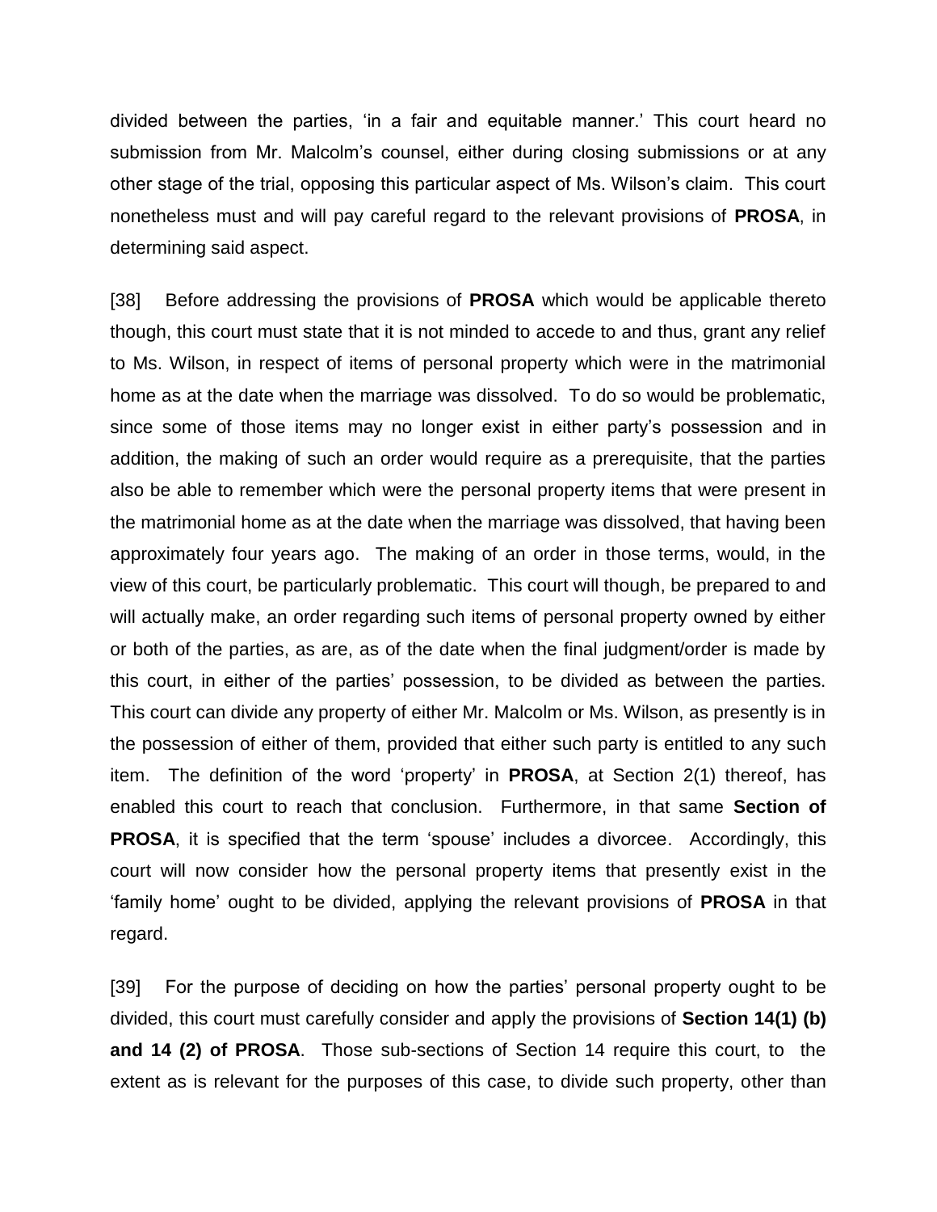divided between the parties, 'in a fair and equitable manner.' This court heard no submission from Mr. Malcolm's counsel, either during closing submissions or at any other stage of the trial, opposing this particular aspect of Ms. Wilson's claim. This court nonetheless must and will pay careful regard to the relevant provisions of **PROSA**, in determining said aspect.

[38] Before addressing the provisions of **PROSA** which would be applicable thereto though, this court must state that it is not minded to accede to and thus, grant any relief to Ms. Wilson, in respect of items of personal property which were in the matrimonial home as at the date when the marriage was dissolved. To do so would be problematic, since some of those items may no longer exist in either party's possession and in addition, the making of such an order would require as a prerequisite, that the parties also be able to remember which were the personal property items that were present in the matrimonial home as at the date when the marriage was dissolved, that having been approximately four years ago. The making of an order in those terms, would, in the view of this court, be particularly problematic. This court will though, be prepared to and will actually make, an order regarding such items of personal property owned by either or both of the parties, as are, as of the date when the final judgment/order is made by this court, in either of the parties' possession, to be divided as between the parties. This court can divide any property of either Mr. Malcolm or Ms. Wilson, as presently is in the possession of either of them, provided that either such party is entitled to any such item. The definition of the word 'property' in **PROSA**, at Section 2(1) thereof, has enabled this court to reach that conclusion. Furthermore, in that same **Section of PROSA**, it is specified that the term 'spouse' includes a divorcee. Accordingly, this court will now consider how the personal property items that presently exist in the 'family home' ought to be divided, applying the relevant provisions of **PROSA** in that regard.

[39] For the purpose of deciding on how the parties' personal property ought to be divided, this court must carefully consider and apply the provisions of **Section 14(1) (b) and 14 (2) of PROSA**. Those sub-sections of Section 14 require this court, to the extent as is relevant for the purposes of this case, to divide such property, other than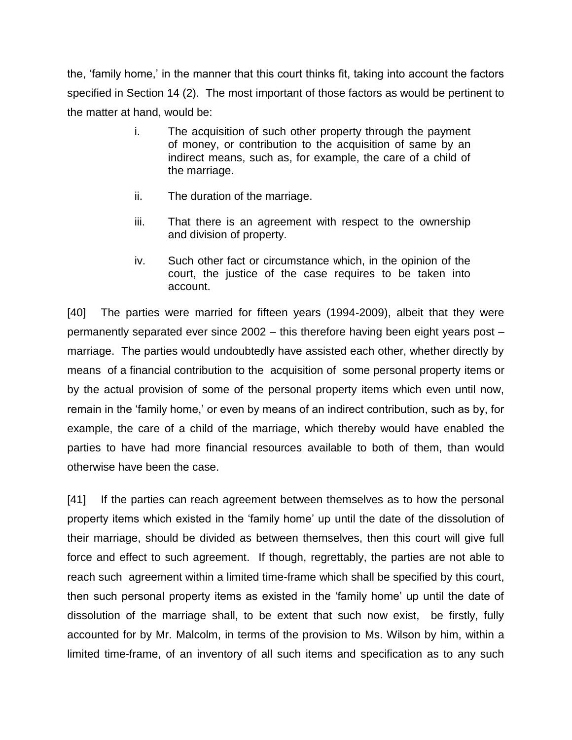the, 'family home,' in the manner that this court thinks fit, taking into account the factors specified in Section 14 (2). The most important of those factors as would be pertinent to the matter at hand, would be:

i. The acquisition of such other property through the payment of money, or contribution to the acquisition of same by an indirect means, such as, for example, the care of a child of the marriage.

ii. The duration of the marriage.

iii. That there is an agreement with respect to the ownership and division of property.

iv. Such other fact or circumstance which, in the opinion of the court, the justice of the case requires to be taken into account.

[40] The parties were married for fifteen years (1994-2009), albeit that they were permanently separated ever since 2002 – this therefore having been eight years post – marriage. The parties would undoubtedly have assisted each other, whether directly by means of a financial contribution to the acquisition of some personal property items or by the actual provision of some of the personal property items which even until now, remain in the 'family home,' or even by means of an indirect contribution, such as by, for example, the care of a child of the marriage, which thereby would have enabled the parties to have had more financial resources available to both of them, than would otherwise have been the case.

[41] If the parties can reach agreement between themselves as to how the personal property items which existed in the 'family home' up until the date of the dissolution of their marriage, should be divided as between themselves, then this court will give full force and effect to such agreement. If though, regrettably, the parties are not able to reach such agreement within a limited time-frame which shall be specified by this court, then such personal property items as existed in the 'family home' up until the date of dissolution of the marriage shall, to be extent that such now exist, be firstly, fully accounted for by Mr. Malcolm, in terms of the provision to Ms. Wilson by him, within a limited time-frame, of an inventory of all such items and specification as to any such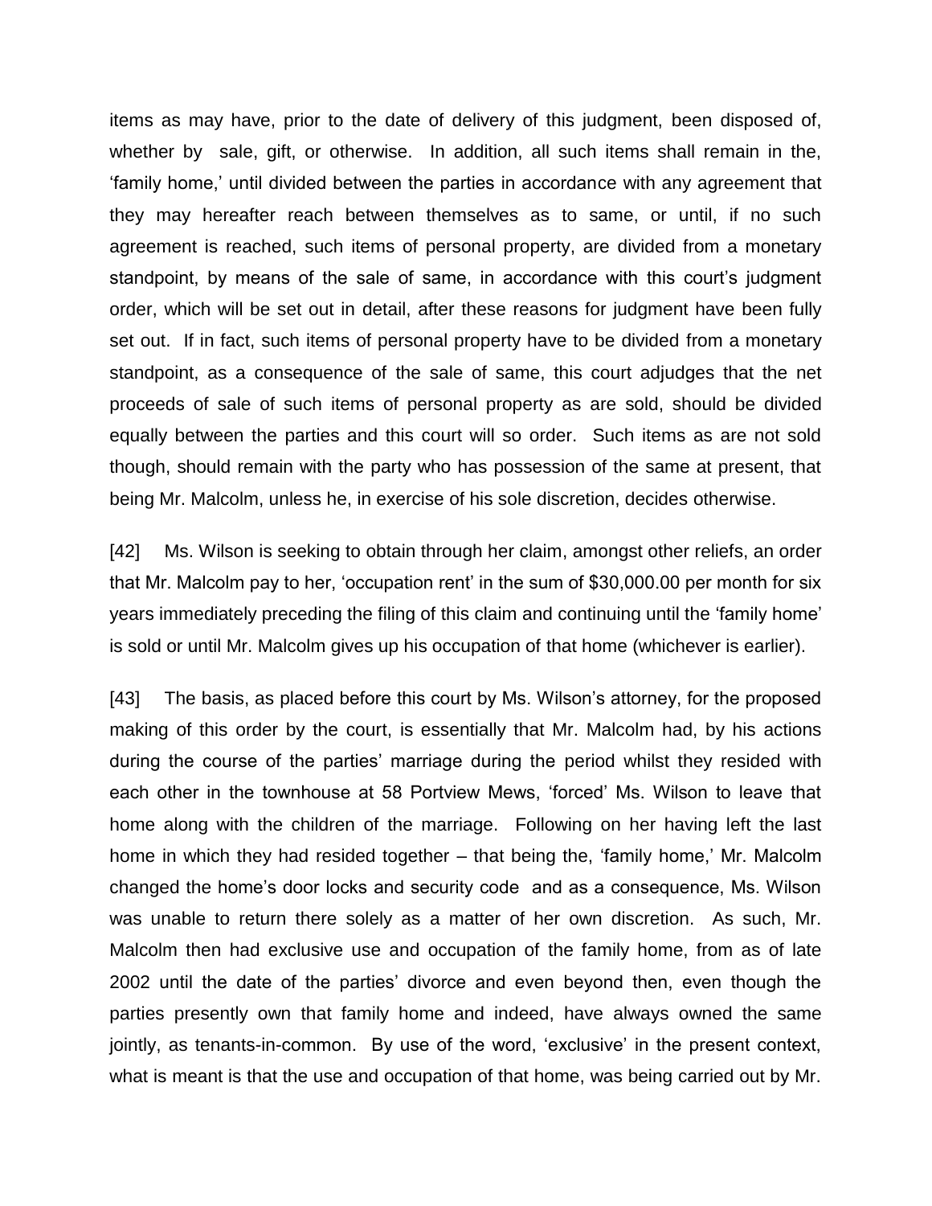items as may have, prior to the date of delivery of this judgment, been disposed of, whether by sale, gift, or otherwise. In addition, all such items shall remain in the, 'family home,' until divided between the parties in accordance with any agreement that they may hereafter reach between themselves as to same, or until, if no such agreement is reached, such items of personal property, are divided from a monetary standpoint, by means of the sale of same, in accordance with this court's judgment order, which will be set out in detail, after these reasons for judgment have been fully set out. If in fact, such items of personal property have to be divided from a monetary standpoint, as a consequence of the sale of same, this court adjudges that the net proceeds of sale of such items of personal property as are sold, should be divided equally between the parties and this court will so order. Such items as are not sold though, should remain with the party who has possession of the same at present, that being Mr. Malcolm, unless he, in exercise of his sole discretion, decides otherwise.

[42] Ms. Wilson is seeking to obtain through her claim, amongst other reliefs, an order that Mr. Malcolm pay to her, 'occupation rent' in the sum of $30,000.00 per month for six years immediately preceding the filing of this claim and continuing until the 'family home' is sold or until Mr. Malcolm gives up his occupation of that home (whichever is earlier).

[43] The basis, as placed before this court by Ms. Wilson's attorney, for the proposed making of this order by the court, is essentially that Mr. Malcolm had, by his actions during the course of the parties' marriage during the period whilst they resided with each other in the townhouse at 58 Portview Mews, 'forced' Ms. Wilson to leave that home along with the children of the marriage. Following on her having left the last home in which they had resided together – that being the, 'family home,' Mr. Malcolm changed the home's door locks and security code and as a consequence, Ms. Wilson was unable to return there solely as a matter of her own discretion. As such, Mr. Malcolm then had exclusive use and occupation of the family home, from as of late 2002 until the date of the parties' divorce and even beyond then, even though the parties presently own that family home and indeed, have always owned the same jointly, as tenants-in-common. By use of the word, 'exclusive' in the present context, what is meant is that the use and occupation of that home, was being carried out by Mr.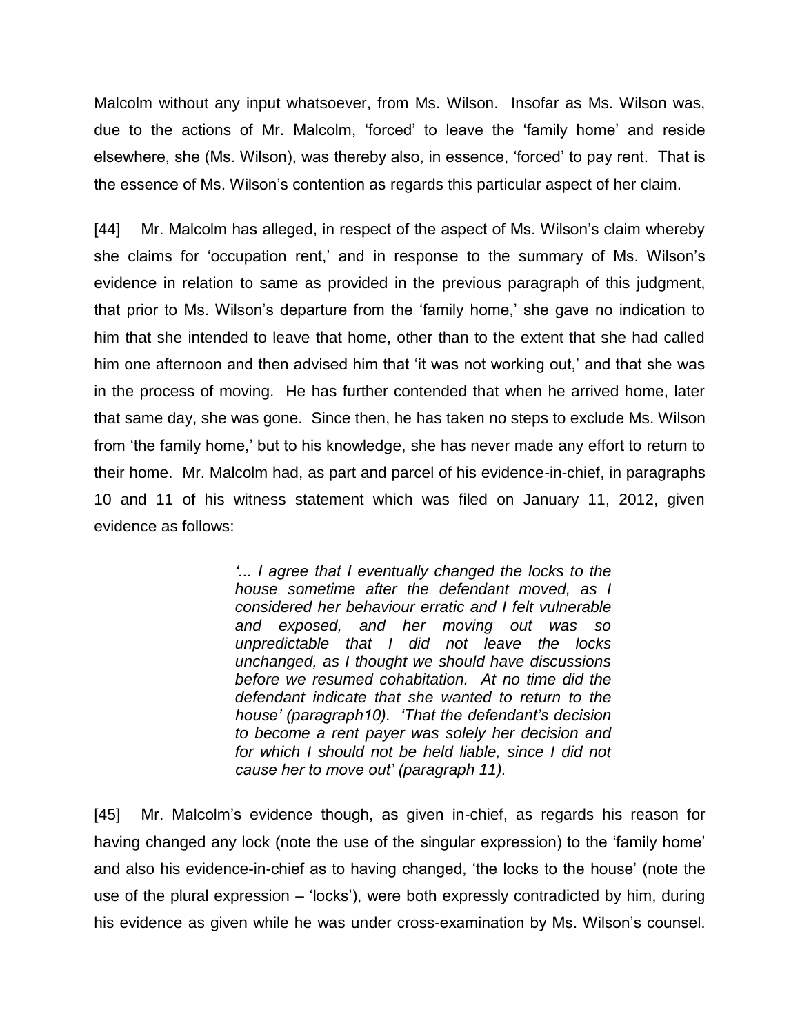Malcolm without any input whatsoever, from Ms. Wilson. Insofar as Ms. Wilson was, due to the actions of Mr. Malcolm, 'forced' to leave the 'family home' and reside elsewhere, she (Ms. Wilson), was thereby also, in essence, 'forced' to pay rent. That is the essence of Ms. Wilson's contention as regards this particular aspect of her claim.

[44] Mr. Malcolm has alleged, in respect of the aspect of Ms. Wilson's claim whereby she claims for 'occupation rent,' and in response to the summary of Ms. Wilson's evidence in relation to same as provided in the previous paragraph of this judgment, that prior to Ms. Wilson's departure from the 'family home,' she gave no indication to him that she intended to leave that home, other than to the extent that she had called him one afternoon and then advised him that 'it was not working out,' and that she was in the process of moving. He has further contended that when he arrived home, later that same day, she was gone. Since then, he has taken no steps to exclude Ms. Wilson from 'the family home,' but to his knowledge, she has never made any effort to return to their home. Mr. Malcolm had, as part and parcel of his evidence-in-chief, in paragraphs 10 and 11 of his witness statement which was filed on January 11, 2012, given evidence as follows:

> *'... I agree that I eventually changed the locks to the house sometime after the defendant moved, as I considered her behaviour erratic and I felt vulnerable and exposed, and her moving out was so unpredictable that I did not leave the locks unchanged, as I thought we should have discussions before we resumed cohabitation. At no time did the defendant indicate that she wanted to return to the house' (paragraph10). 'That the defendant's decision to become a rent payer was solely her decision and for which I should not be held liable, since I did not cause her to move out' (paragraph 11).*

[45] Mr. Malcolm's evidence though, as given in-chief, as regards his reason for having changed any lock (note the use of the singular expression) to the 'family home' and also his evidence-in-chief as to having changed, 'the locks to the house' (note the use of the plural expression – 'locks'), were both expressly contradicted by him, during his evidence as given while he was under cross-examination by Ms. Wilson's counsel.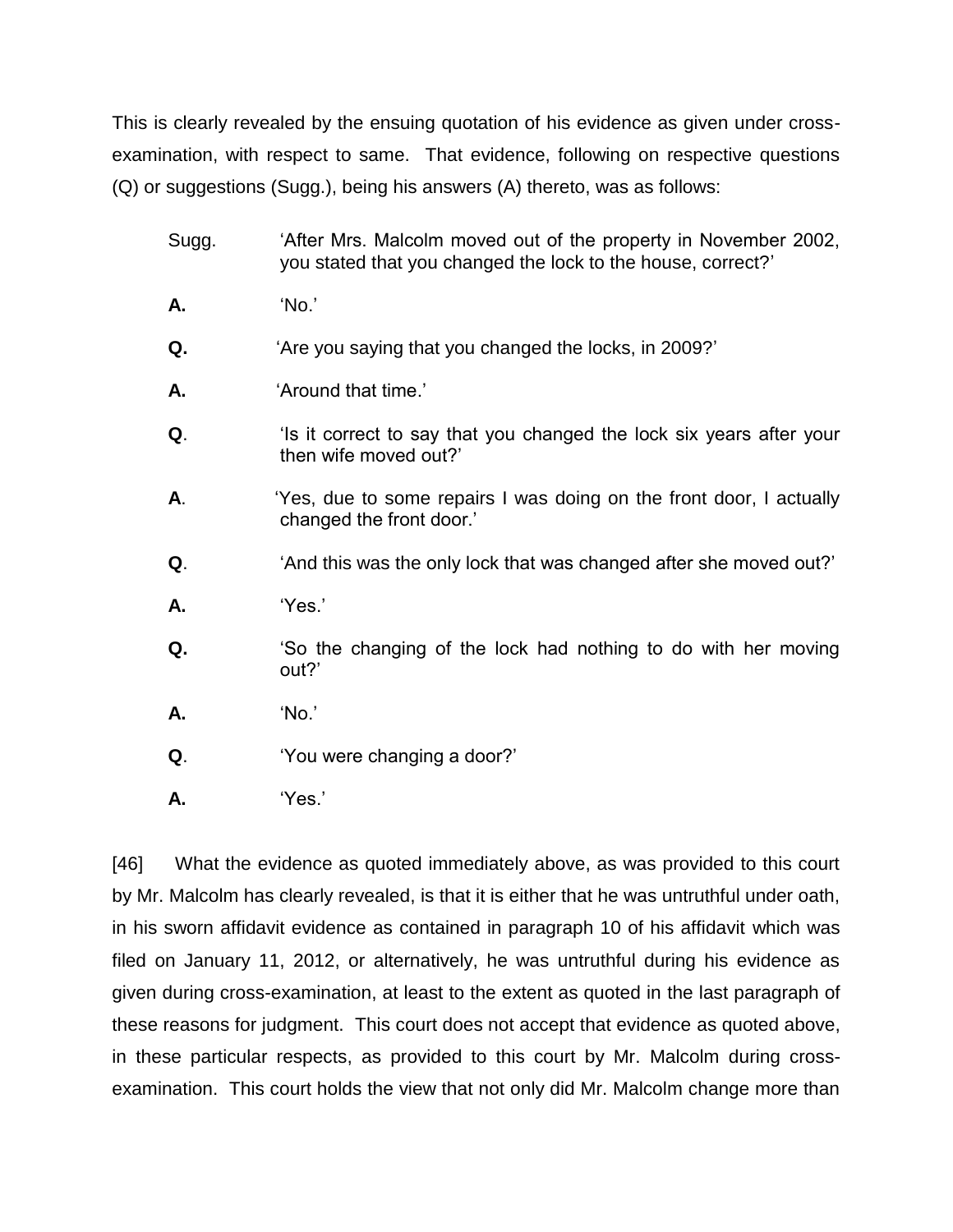This is clearly revealed by the ensuing quotation of his evidence as given under cross-examination, with respect to same. That evidence, following on respective questions (Q) or suggestions (Sugg.), being his answers (A) thereto, was as follows:

> Sugg. 'After Mrs. Malcolm moved out of the property in November 2002, you stated that you changed the lock to the house, correct?'
>
> **A.** 'No.'
>
> **Q.** 'Are you saying that you changed the locks, in 2009?'
>
> **A.** 'Around that time.'
>
> **Q**. 'Is it correct to say that you changed the lock six years after your then wife moved out?'
>
> **A**. 'Yes, due to some repairs I was doing on the front door, I actually changed the front door.'
>
> **Q**. 'And this was the only lock that was changed after she moved out?'
>
> **A.** 'Yes.'
>
> **Q.** 'So the changing of the lock had nothing to do with her moving out?'
>
> **A.** 'No.'
>
> **Q**. 'You were changing a door?'
>
> **A.** 'Yes.'

[46] What the evidence as quoted immediately above, as was provided to this court by Mr. Malcolm has clearly revealed, is that it is either that he was untruthful under oath, in his sworn affidavit evidence as contained in paragraph 10 of his affidavit which was filed on January 11, 2012, or alternatively, he was untruthful during his evidence as given during cross-examination, at least to the extent as quoted in the last paragraph of these reasons for judgment. This court does not accept that evidence as quoted above, in these particular respects, as provided to this court by Mr. Malcolm during cross-examination. This court holds the view that not only did Mr. Malcolm change more than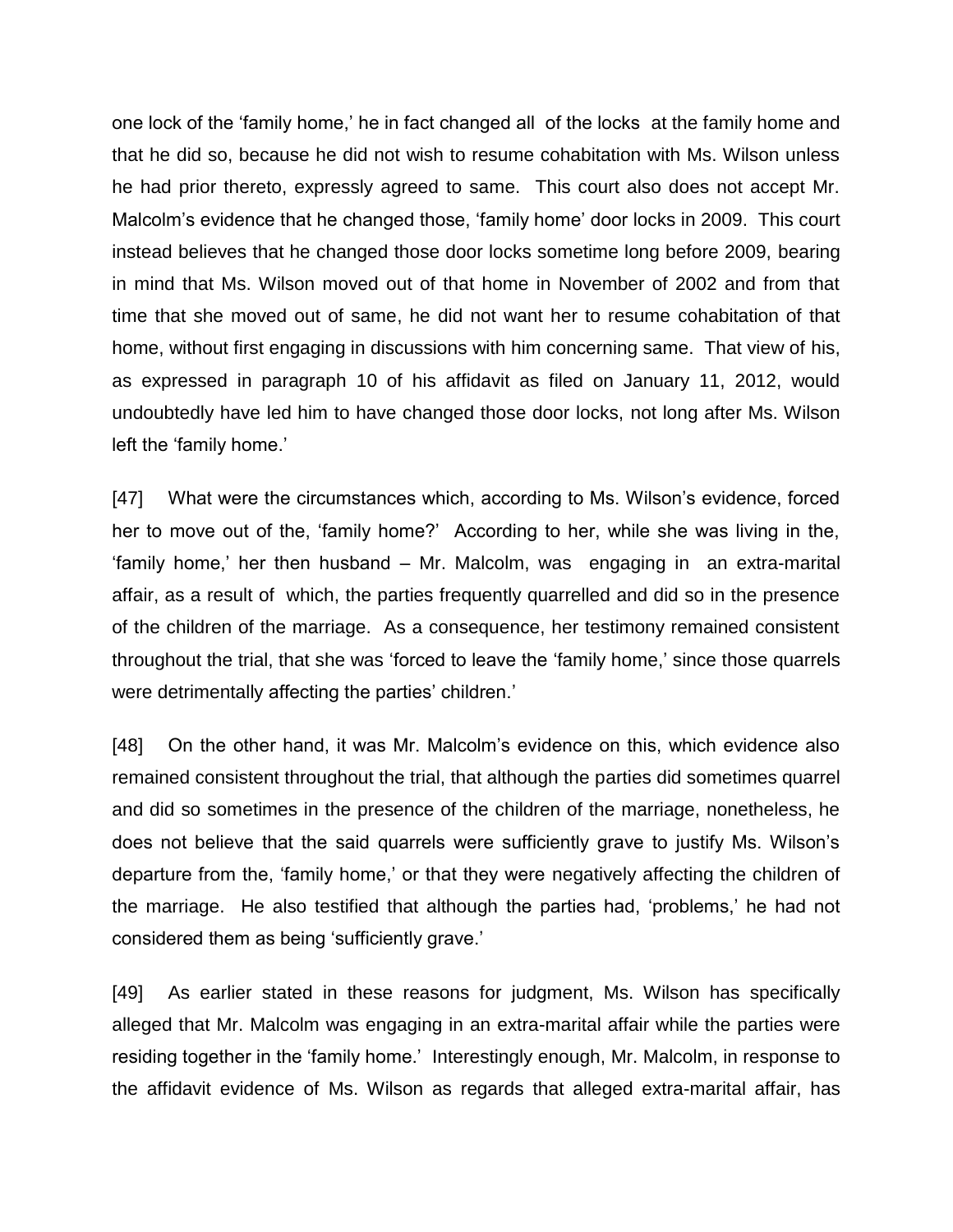one lock of the 'family home,' he in fact changed all of the locks at the family home and that he did so, because he did not wish to resume cohabitation with Ms. Wilson unless he had prior thereto, expressly agreed to same. This court also does not accept Mr. Malcolm's evidence that he changed those, 'family home' door locks in 2009. This court instead believes that he changed those door locks sometime long before 2009, bearing in mind that Ms. Wilson moved out of that home in November of 2002 and from that time that she moved out of same, he did not want her to resume cohabitation of that home, without first engaging in discussions with him concerning same. That view of his, as expressed in paragraph 10 of his affidavit as filed on January 11, 2012, would undoubtedly have led him to have changed those door locks, not long after Ms. Wilson left the 'family home.'

[47] What were the circumstances which, according to Ms. Wilson's evidence, forced her to move out of the, 'family home?' According to her, while she was living in the, 'family home,' her then husband – Mr. Malcolm, was engaging in an extra-marital affair, as a result of which, the parties frequently quarrelled and did so in the presence of the children of the marriage. As a consequence, her testimony remained consistent throughout the trial, that she was 'forced to leave the 'family home,' since those quarrels were detrimentally affecting the parties' children.'

[48] On the other hand, it was Mr. Malcolm's evidence on this, which evidence also remained consistent throughout the trial, that although the parties did sometimes quarrel and did so sometimes in the presence of the children of the marriage, nonetheless, he does not believe that the said quarrels were sufficiently grave to justify Ms. Wilson's departure from the, 'family home,' or that they were negatively affecting the children of the marriage. He also testified that although the parties had, 'problems,' he had not considered them as being 'sufficiently grave.'

[49] As earlier stated in these reasons for judgment, Ms. Wilson has specifically alleged that Mr. Malcolm was engaging in an extra-marital affair while the parties were residing together in the 'family home.' Interestingly enough, Mr. Malcolm, in response to the affidavit evidence of Ms. Wilson as regards that alleged extra-marital affair, has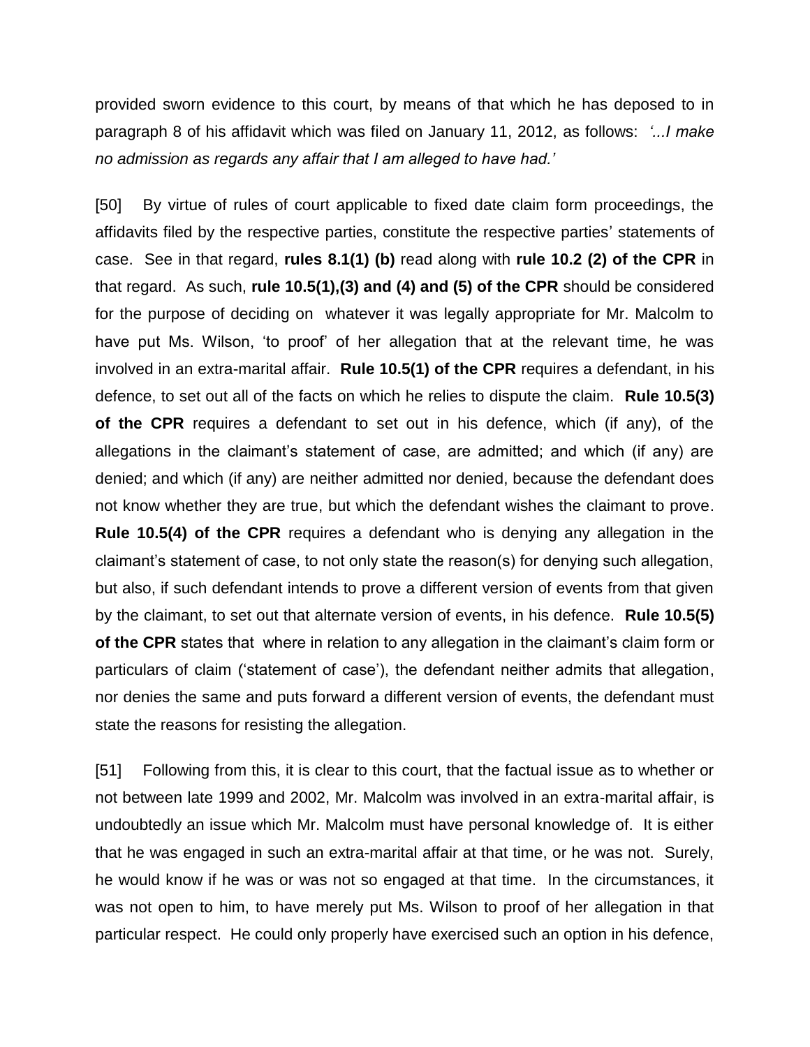provided sworn evidence to this court, by means of that which he has deposed to in paragraph 8 of his affidavit which was filed on January 11, 2012, as follows: *'...I make no admission as regards any affair that I am alleged to have had.'*

[50] By virtue of rules of court applicable to fixed date claim form proceedings, the affidavits filed by the respective parties, constitute the respective parties' statements of case. See in that regard, **rules 8.1(1) (b)** read along with **rule 10.2 (2) of the CPR** in that regard. As such, **rule 10.5(1),(3) and (4) and (5) of the CPR** should be considered for the purpose of deciding on whatever it was legally appropriate for Mr. Malcolm to have put Ms. Wilson, 'to proof' of her allegation that at the relevant time, he was involved in an extra-marital affair. **Rule 10.5(1) of the CPR** requires a defendant, in his defence, to set out all of the facts on which he relies to dispute the claim. **Rule 10.5(3) of the CPR** requires a defendant to set out in his defence, which (if any), of the allegations in the claimant's statement of case, are admitted; and which (if any) are denied; and which (if any) are neither admitted nor denied, because the defendant does not know whether they are true, but which the defendant wishes the claimant to prove. **Rule 10.5(4) of the CPR** requires a defendant who is denying any allegation in the claimant's statement of case, to not only state the reason(s) for denying such allegation, but also, if such defendant intends to prove a different version of events from that given by the claimant, to set out that alternate version of events, in his defence. **Rule 10.5(5) of the CPR** states that where in relation to any allegation in the claimant's claim form or particulars of claim ('statement of case'), the defendant neither admits that allegation, nor denies the same and puts forward a different version of events, the defendant must state the reasons for resisting the allegation.

[51] Following from this, it is clear to this court, that the factual issue as to whether or not between late 1999 and 2002, Mr. Malcolm was involved in an extra-marital affair, is undoubtedly an issue which Mr. Malcolm must have personal knowledge of. It is either that he was engaged in such an extra-marital affair at that time, or he was not. Surely, he would know if he was or was not so engaged at that time. In the circumstances, it was not open to him, to have merely put Ms. Wilson to proof of her allegation in that particular respect. He could only properly have exercised such an option in his defence,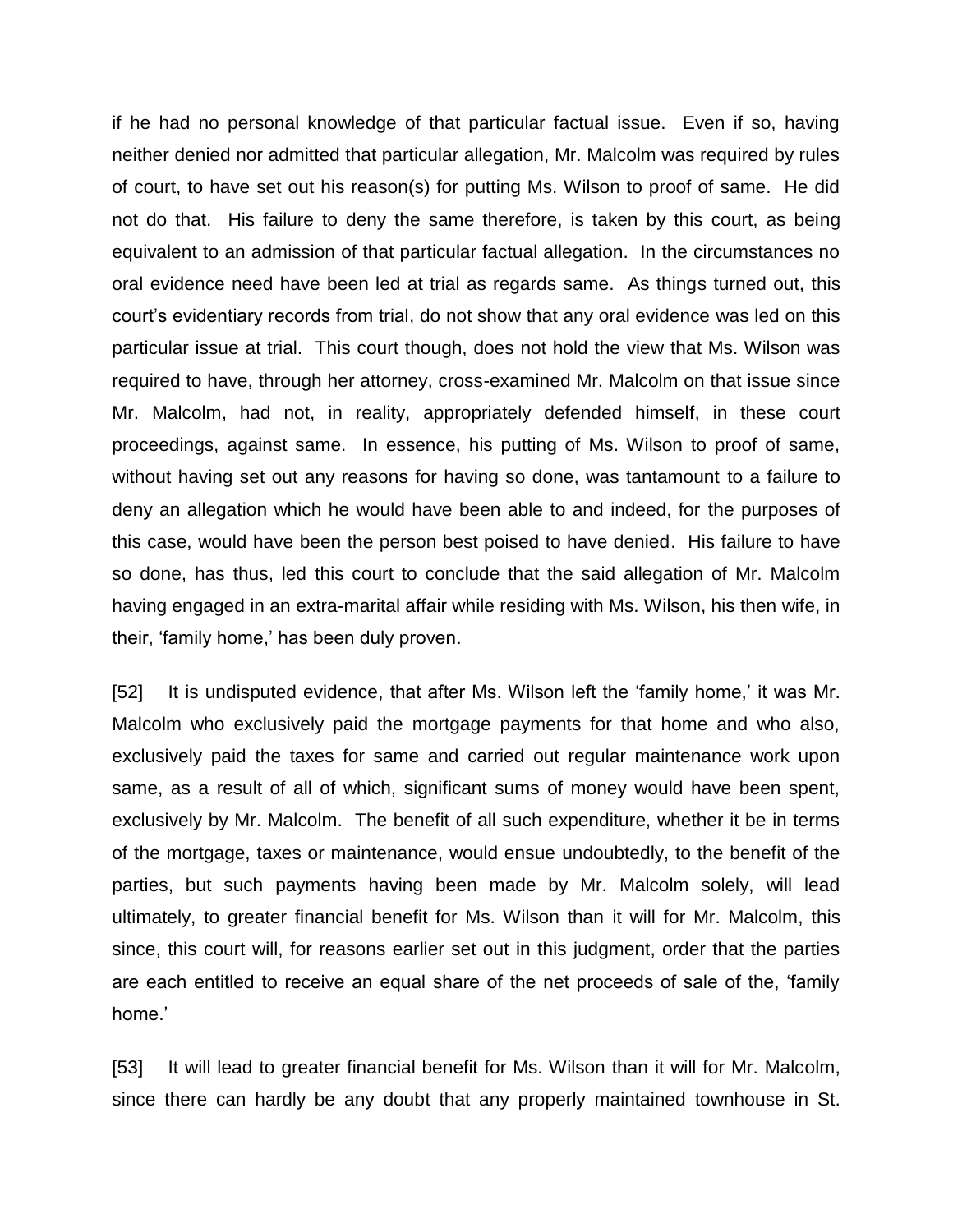if he had no personal knowledge of that particular factual issue. Even if so, having neither denied nor admitted that particular allegation, Mr. Malcolm was required by rules of court, to have set out his reason(s) for putting Ms. Wilson to proof of same. He did not do that. His failure to deny the same therefore, is taken by this court, as being equivalent to an admission of that particular factual allegation. In the circumstances no oral evidence need have been led at trial as regards same. As things turned out, this court's evidentiary records from trial, do not show that any oral evidence was led on this particular issue at trial. This court though, does not hold the view that Ms. Wilson was required to have, through her attorney, cross-examined Mr. Malcolm on that issue since Mr. Malcolm, had not, in reality, appropriately defended himself, in these court proceedings, against same. In essence, his putting of Ms. Wilson to proof of same, without having set out any reasons for having so done, was tantamount to a failure to deny an allegation which he would have been able to and indeed, for the purposes of this case, would have been the person best poised to have denied. His failure to have so done, has thus, led this court to conclude that the said allegation of Mr. Malcolm having engaged in an extra-marital affair while residing with Ms. Wilson, his then wife, in their, 'family home,' has been duly proven.

[52] It is undisputed evidence, that after Ms. Wilson left the 'family home,' it was Mr. Malcolm who exclusively paid the mortgage payments for that home and who also, exclusively paid the taxes for same and carried out regular maintenance work upon same, as a result of all of which, significant sums of money would have been spent, exclusively by Mr. Malcolm. The benefit of all such expenditure, whether it be in terms of the mortgage, taxes or maintenance, would ensue undoubtedly, to the benefit of the parties, but such payments having been made by Mr. Malcolm solely, will lead ultimately, to greater financial benefit for Ms. Wilson than it will for Mr. Malcolm, this since, this court will, for reasons earlier set out in this judgment, order that the parties are each entitled to receive an equal share of the net proceeds of sale of the, 'family home.'

[53] It will lead to greater financial benefit for Ms. Wilson than it will for Mr. Malcolm, since there can hardly be any doubt that any properly maintained townhouse in St.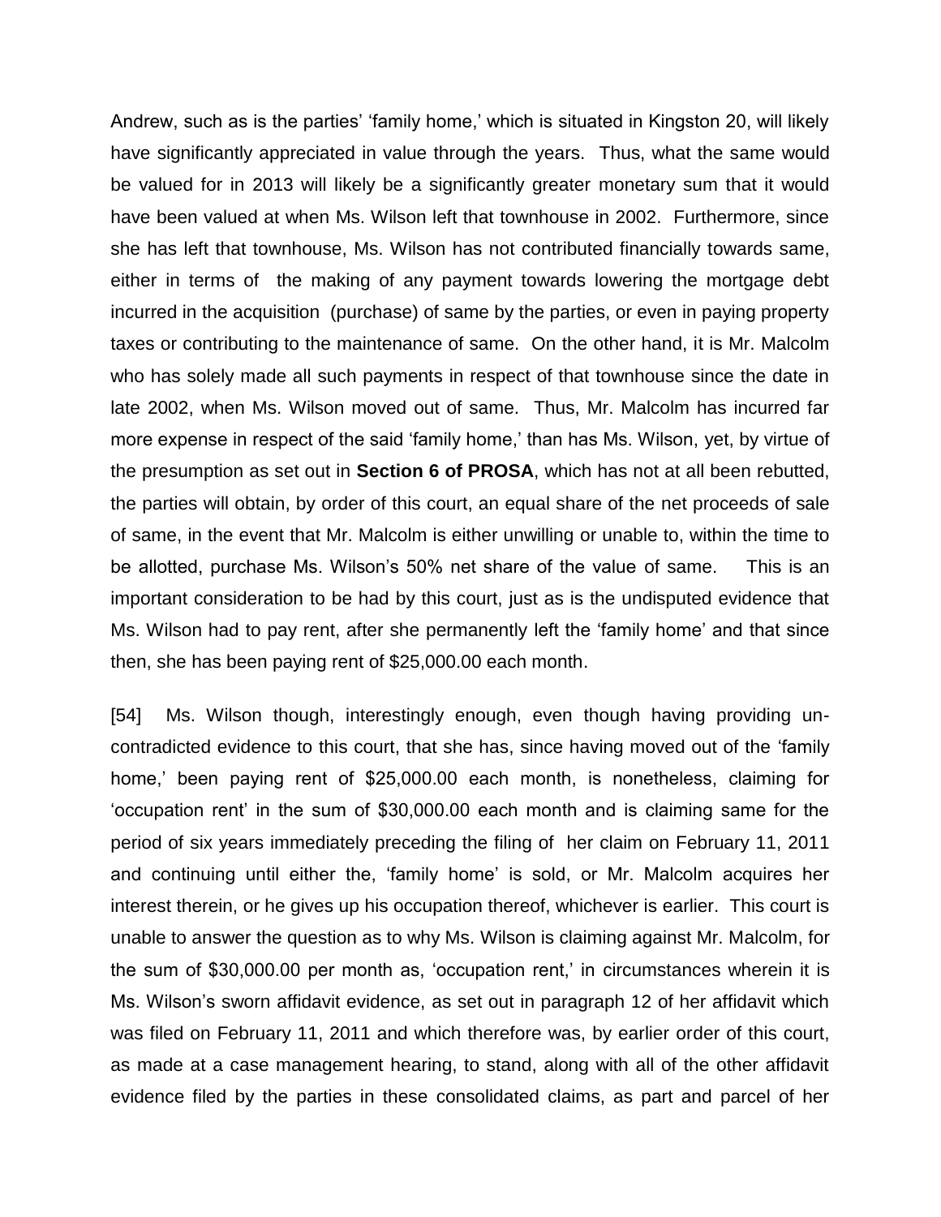Andrew, such as is the parties' 'family home,' which is situated in Kingston 20, will likely have significantly appreciated in value through the years. Thus, what the same would be valued for in 2013 will likely be a significantly greater monetary sum that it would have been valued at when Ms. Wilson left that townhouse in 2002. Furthermore, since she has left that townhouse, Ms. Wilson has not contributed financially towards same, either in terms of the making of any payment towards lowering the mortgage debt incurred in the acquisition (purchase) of same by the parties, or even in paying property taxes or contributing to the maintenance of same. On the other hand, it is Mr. Malcolm who has solely made all such payments in respect of that townhouse since the date in late 2002, when Ms. Wilson moved out of same. Thus, Mr. Malcolm has incurred far more expense in respect of the said 'family home,' than has Ms. Wilson, yet, by virtue of the presumption as set out in **Section 6 of PROSA**, which has not at all been rebutted, the parties will obtain, by order of this court, an equal share of the net proceeds of sale of same, in the event that Mr. Malcolm is either unwilling or unable to, within the time to be allotted, purchase Ms. Wilson's 50% net share of the value of same. This is an important consideration to be had by this court, just as is the undisputed evidence that Ms. Wilson had to pay rent, after she permanently left the 'family home' and that since then, she has been paying rent of $25,000.00 each month.

[54] Ms. Wilson though, interestingly enough, even though having providing un-contradicted evidence to this court, that she has, since having moved out of the 'family home,' been paying rent of $25,000.00 each month, is nonetheless, claiming for 'occupation rent' in the sum of $30,000.00 each month and is claiming same for the period of six years immediately preceding the filing of her claim on February 11, 2011 and continuing until either the, 'family home' is sold, or Mr. Malcolm acquires her interest therein, or he gives up his occupation thereof, whichever is earlier. This court is unable to answer the question as to why Ms. Wilson is claiming against Mr. Malcolm, for the sum of $30,000.00 per month as, 'occupation rent,' in circumstances wherein it is Ms. Wilson's sworn affidavit evidence, as set out in paragraph 12 of her affidavit which was filed on February 11, 2011 and which therefore was, by earlier order of this court, as made at a case management hearing, to stand, along with all of the other affidavit evidence filed by the parties in these consolidated claims, as part and parcel of her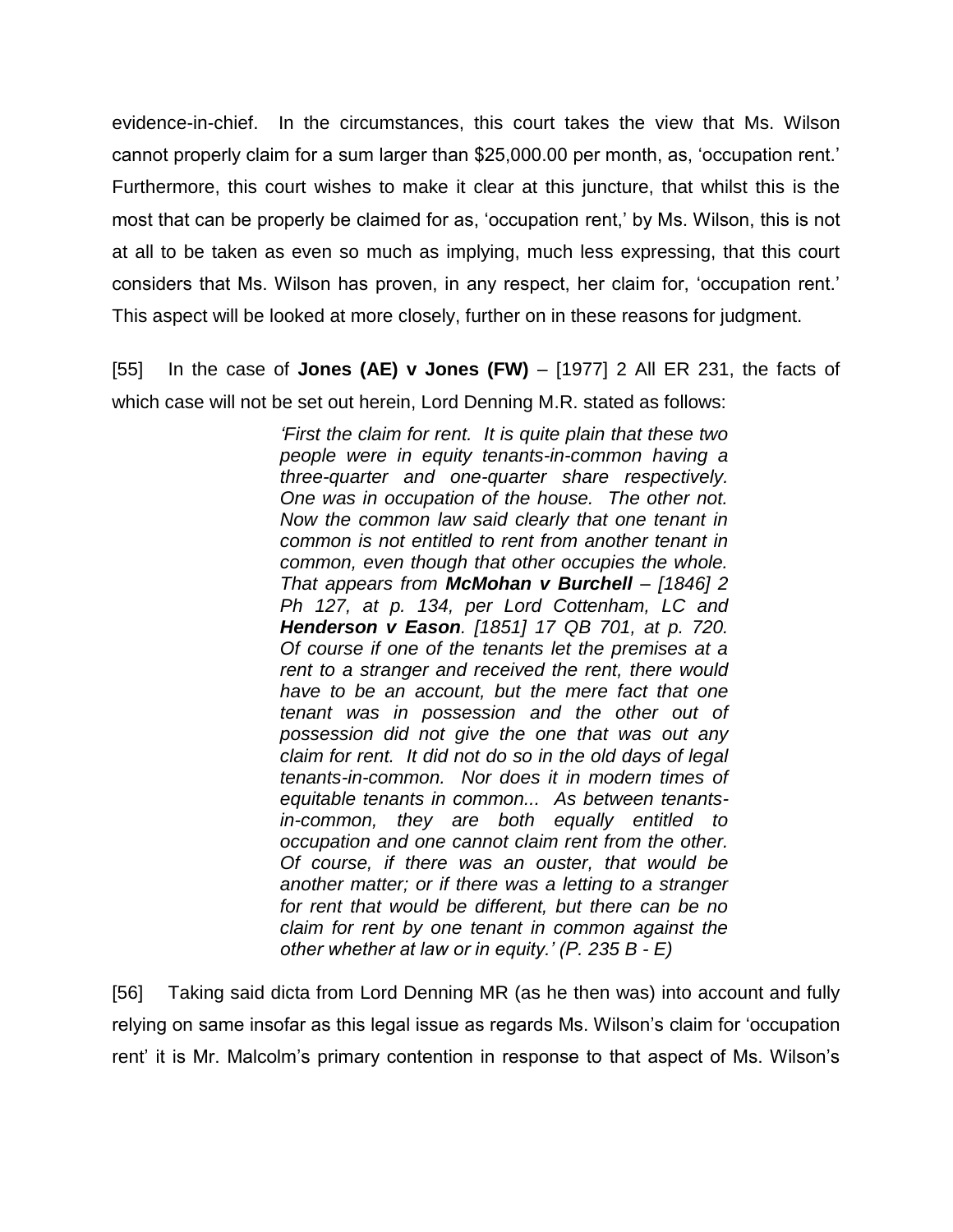evidence-in-chief. In the circumstances, this court takes the view that Ms. Wilson cannot properly claim for a sum larger than $25,000.00 per month, as, 'occupation rent.' Furthermore, this court wishes to make it clear at this juncture, that whilst this is the most that can be properly be claimed for as, 'occupation rent,' by Ms. Wilson, this is not at all to be taken as even so much as implying, much less expressing, that this court considers that Ms. Wilson has proven, in any respect, her claim for, 'occupation rent.' This aspect will be looked at more closely, further on in these reasons for judgment.

[55] In the case of **Jones (AE) v Jones (FW)** – [1977] 2 All ER 231, the facts of which case will not be set out herein, Lord Denning M.R. stated as follows:

> *'First the claim for rent. It is quite plain that these two people were in equity tenants-in-common having a three-quarter and one-quarter share respectively. One was in occupation of the house. The other not. Now the common law said clearly that one tenant in common is not entitled to rent from another tenant in common, even though that other occupies the whole. That appears from* ***McMohan v Burchell*** *– [1846] 2 Ph 127, at p. 134, per Lord Cottenham, LC and* ***Henderson v Eason****. [1851] 17 QB 701, at p. 720. Of course if one of the tenants let the premises at a rent to a stranger and received the rent, there would have to be an account, but the mere fact that one tenant was in possession and the other out of possession did not give the one that was out any claim for rent. It did not do so in the old days of legal tenants-in-common. Nor does it in modern times of equitable tenants in common... As between tenants-in-common, they are both equally entitled to occupation and one cannot claim rent from the other. Of course, if there was an ouster, that would be another matter; or if there was a letting to a stranger for rent that would be different, but there can be no claim for rent by one tenant in common against the other whether at law or in equity.' (P. 235 B - E)*

[56] Taking said dicta from Lord Denning MR (as he then was) into account and fully relying on same insofar as this legal issue as regards Ms. Wilson's claim for 'occupation rent' it is Mr. Malcolm's primary contention in response to that aspect of Ms. Wilson's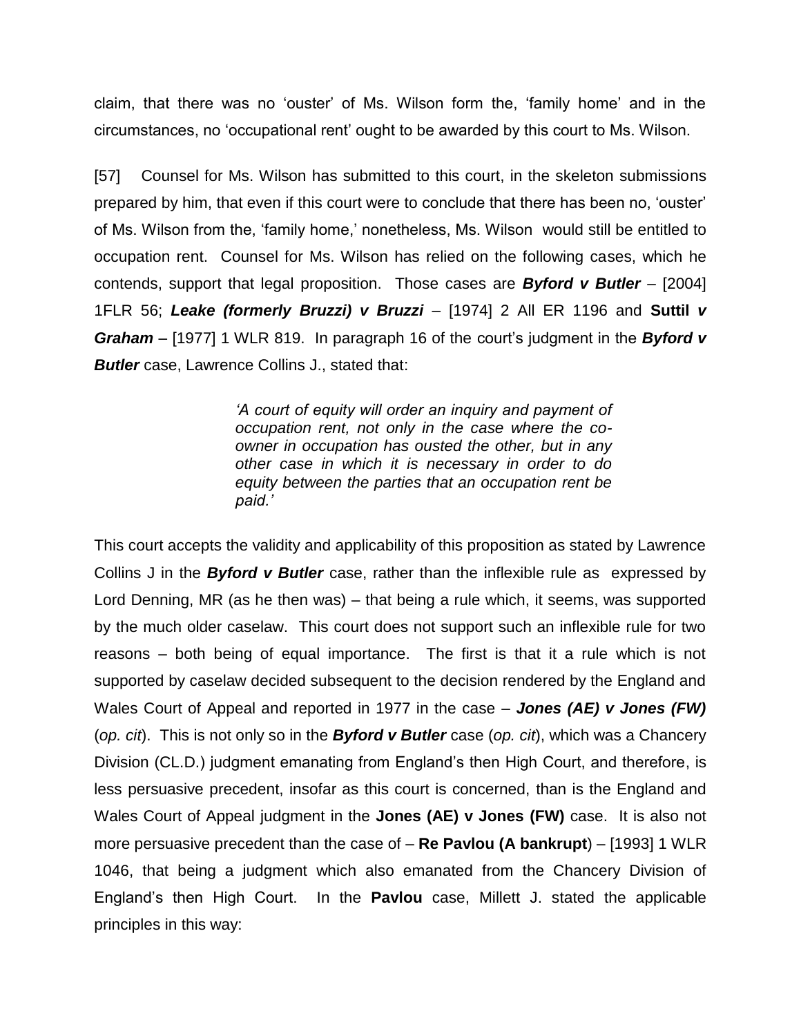claim, that there was no 'ouster' of Ms. Wilson form the, 'family home' and in the circumstances, no 'occupational rent' ought to be awarded by this court to Ms. Wilson.

[57] Counsel for Ms. Wilson has submitted to this court, in the skeleton submissions prepared by him, that even if this court were to conclude that there has been no, 'ouster' of Ms. Wilson from the, 'family home,' nonetheless, Ms. Wilson would still be entitled to occupation rent. Counsel for Ms. Wilson has relied on the following cases, which he contends, support that legal proposition. Those cases are ***Byford v Butler*** – [2004] 1FLR 56; ***Leake (formerly Bruzzi) v Bruzzi*** – [1974] 2 All ER 1196 and **Suttil *v Graham*** – [1977] 1 WLR 819. In paragraph 16 of the court's judgment in the ***Byford v Butler*** case, Lawrence Collins J., stated that:

> *'A court of equity will order an inquiry and payment of occupation rent, not only in the case where the co-owner in occupation has ousted the other, but in any other case in which it is necessary in order to do equity between the parties that an occupation rent be paid.'*

This court accepts the validity and applicability of this proposition as stated by Lawrence Collins J in the ***Byford v Butler*** case, rather than the inflexible rule as expressed by Lord Denning, MR (as he then was) – that being a rule which, it seems, was supported by the much older caselaw. This court does not support such an inflexible rule for two reasons – both being of equal importance. The first is that it a rule which is not supported by caselaw decided subsequent to the decision rendered by the England and Wales Court of Appeal and reported in 1977 in the case – ***Jones (AE) v Jones (FW)*** (*op. cit*). This is not only so in the ***Byford v Butler*** case (*op. cit*), which was a Chancery Division (CL.D.) judgment emanating from England's then High Court, and therefore, is less persuasive precedent, insofar as this court is concerned, than is the England and Wales Court of Appeal judgment in the **Jones (AE) v Jones (FW)** case. It is also not more persuasive precedent than the case of – **Re Pavlou (A bankrupt**) – [1993] 1 WLR 1046, that being a judgment which also emanated from the Chancery Division of England's then High Court. In the **Pavlou** case, Millett J. stated the applicable principles in this way: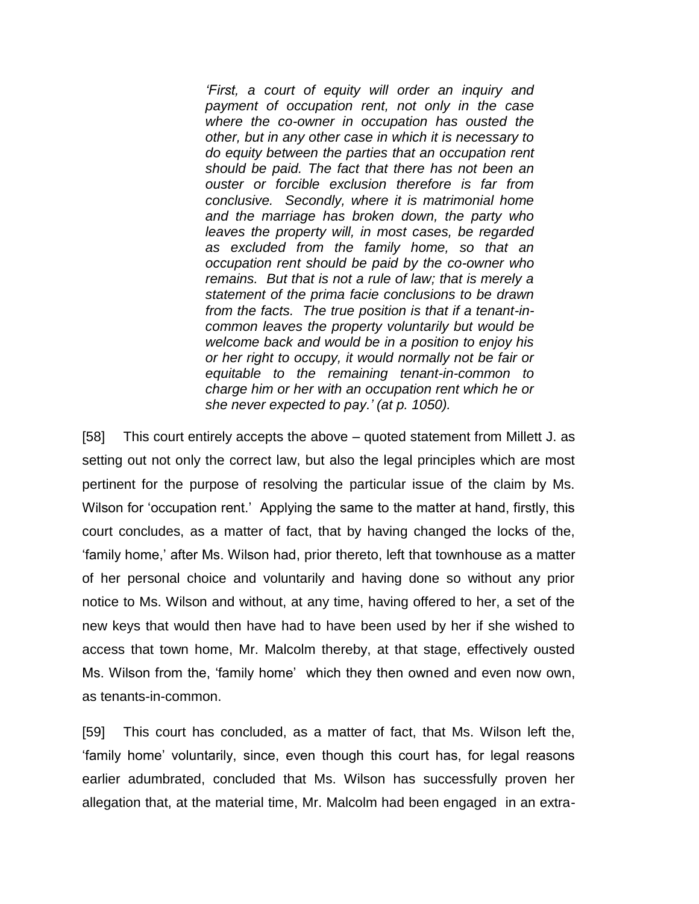> *'First, a court of equity will order an inquiry and payment of occupation rent, not only in the case where the co-owner in occupation has ousted the other, but in any other case in which it is necessary to do equity between the parties that an occupation rent should be paid. The fact that there has not been an ouster or forcible exclusion therefore is far from conclusive. Secondly, where it is matrimonial home and the marriage has broken down, the party who leaves the property will, in most cases, be regarded as excluded from the family home, so that an occupation rent should be paid by the co-owner who remains. But that is not a rule of law; that is merely a statement of the prima facie conclusions to be drawn from the facts. The true position is that if a tenant-in-common leaves the property voluntarily but would be welcome back and would be in a position to enjoy his or her right to occupy, it would normally not be fair or equitable to the remaining tenant-in-common to charge him or her with an occupation rent which he or she never expected to pay.' (at p. 1050).*

[58] This court entirely accepts the above – quoted statement from Millett J. as setting out not only the correct law, but also the legal principles which are most pertinent for the purpose of resolving the particular issue of the claim by Ms. Wilson for 'occupation rent.' Applying the same to the matter at hand, firstly, this court concludes, as a matter of fact, that by having changed the locks of the, 'family home,' after Ms. Wilson had, prior thereto, left that townhouse as a matter of her personal choice and voluntarily and having done so without any prior notice to Ms. Wilson and without, at any time, having offered to her, a set of the new keys that would then have had to have been used by her if she wished to access that town home, Mr. Malcolm thereby, at that stage, effectively ousted Ms. Wilson from the, 'family home' which they then owned and even now own, as tenants-in-common.

[59] This court has concluded, as a matter of fact, that Ms. Wilson left the, 'family home' voluntarily, since, even though this court has, for legal reasons earlier adumbrated, concluded that Ms. Wilson has successfully proven her allegation that, at the material time, Mr. Malcolm had been engaged in an extra-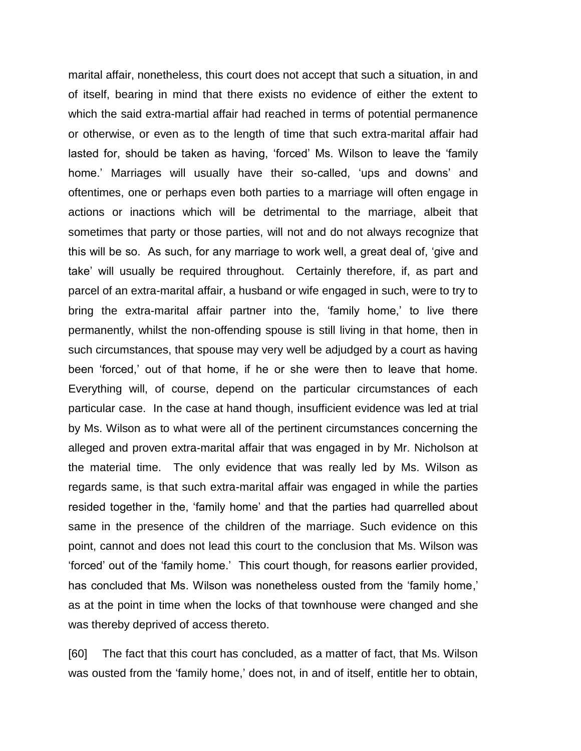marital affair, nonetheless, this court does not accept that such a situation, in and of itself, bearing in mind that there exists no evidence of either the extent to which the said extra-martial affair had reached in terms of potential permanence or otherwise, or even as to the length of time that such extra-marital affair had lasted for, should be taken as having, 'forced' Ms. Wilson to leave the 'family home.' Marriages will usually have their so-called, 'ups and downs' and oftentimes, one or perhaps even both parties to a marriage will often engage in actions or inactions which will be detrimental to the marriage, albeit that sometimes that party or those parties, will not and do not always recognize that this will be so. As such, for any marriage to work well, a great deal of, 'give and take' will usually be required throughout. Certainly therefore, if, as part and parcel of an extra-marital affair, a husband or wife engaged in such, were to try to bring the extra-marital affair partner into the, 'family home,' to live there permanently, whilst the non-offending spouse is still living in that home, then in such circumstances, that spouse may very well be adjudged by a court as having been 'forced,' out of that home, if he or she were then to leave that home. Everything will, of course, depend on the particular circumstances of each particular case. In the case at hand though, insufficient evidence was led at trial by Ms. Wilson as to what were all of the pertinent circumstances concerning the alleged and proven extra-marital affair that was engaged in by Mr. Nicholson at the material time. The only evidence that was really led by Ms. Wilson as regards same, is that such extra-marital affair was engaged in while the parties resided together in the, 'family home' and that the parties had quarrelled about same in the presence of the children of the marriage. Such evidence on this point, cannot and does not lead this court to the conclusion that Ms. Wilson was 'forced' out of the 'family home.' This court though, for reasons earlier provided, has concluded that Ms. Wilson was nonetheless ousted from the 'family home,' as at the point in time when the locks of that townhouse were changed and she was thereby deprived of access thereto.

[60] The fact that this court has concluded, as a matter of fact, that Ms. Wilson was ousted from the 'family home,' does not, in and of itself, entitle her to obtain,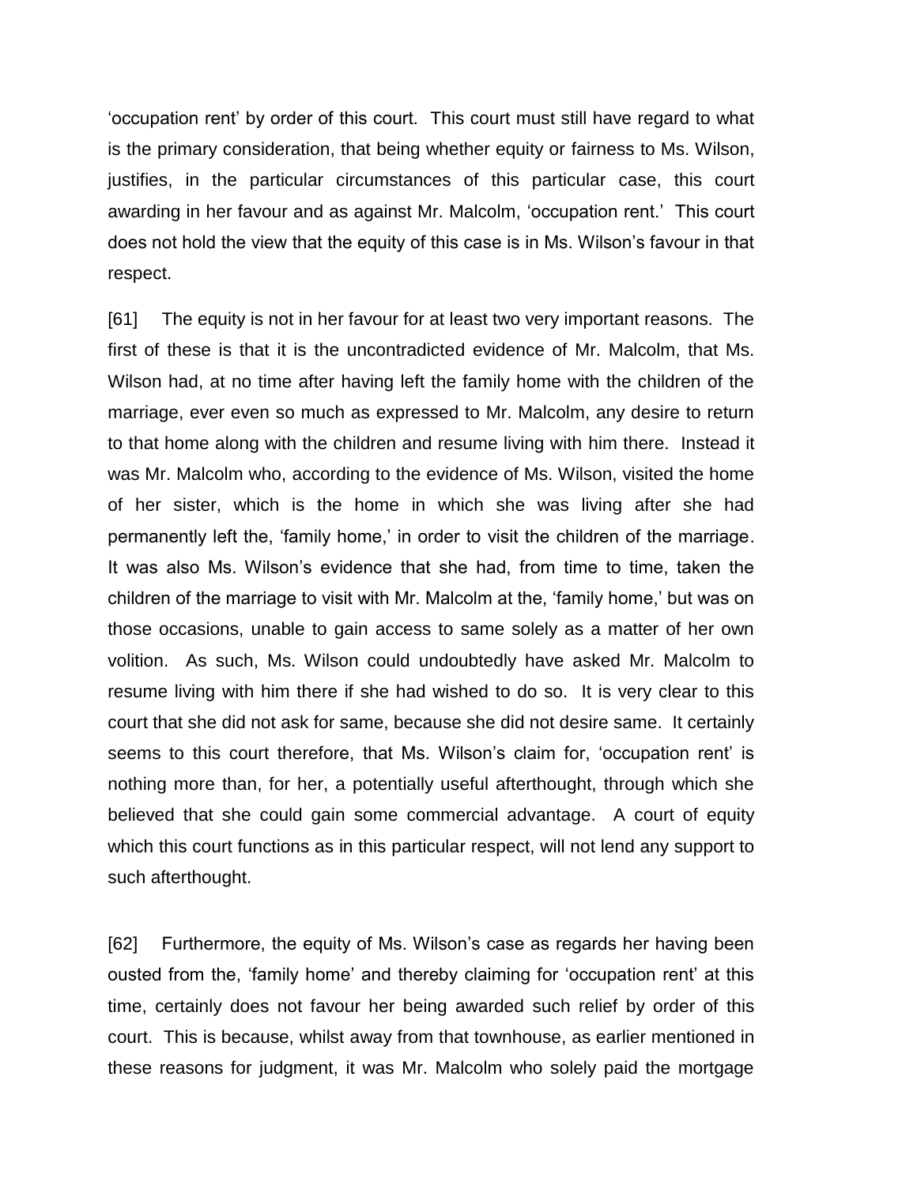'occupation rent' by order of this court. This court must still have regard to what is the primary consideration, that being whether equity or fairness to Ms. Wilson, justifies, in the particular circumstances of this particular case, this court awarding in her favour and as against Mr. Malcolm, 'occupation rent.' This court does not hold the view that the equity of this case is in Ms. Wilson's favour in that respect.

[61] The equity is not in her favour for at least two very important reasons. The first of these is that it is the uncontradicted evidence of Mr. Malcolm, that Ms. Wilson had, at no time after having left the family home with the children of the marriage, ever even so much as expressed to Mr. Malcolm, any desire to return to that home along with the children and resume living with him there. Instead it was Mr. Malcolm who, according to the evidence of Ms. Wilson, visited the home of her sister, which is the home in which she was living after she had permanently left the, 'family home,' in order to visit the children of the marriage. It was also Ms. Wilson's evidence that she had, from time to time, taken the children of the marriage to visit with Mr. Malcolm at the, 'family home,' but was on those occasions, unable to gain access to same solely as a matter of her own volition. As such, Ms. Wilson could undoubtedly have asked Mr. Malcolm to resume living with him there if she had wished to do so. It is very clear to this court that she did not ask for same, because she did not desire same. It certainly seems to this court therefore, that Ms. Wilson's claim for, 'occupation rent' is nothing more than, for her, a potentially useful afterthought, through which she believed that she could gain some commercial advantage. A court of equity which this court functions as in this particular respect, will not lend any support to such afterthought.

[62] Furthermore, the equity of Ms. Wilson's case as regards her having been ousted from the, 'family home' and thereby claiming for 'occupation rent' at this time, certainly does not favour her being awarded such relief by order of this court. This is because, whilst away from that townhouse, as earlier mentioned in these reasons for judgment, it was Mr. Malcolm who solely paid the mortgage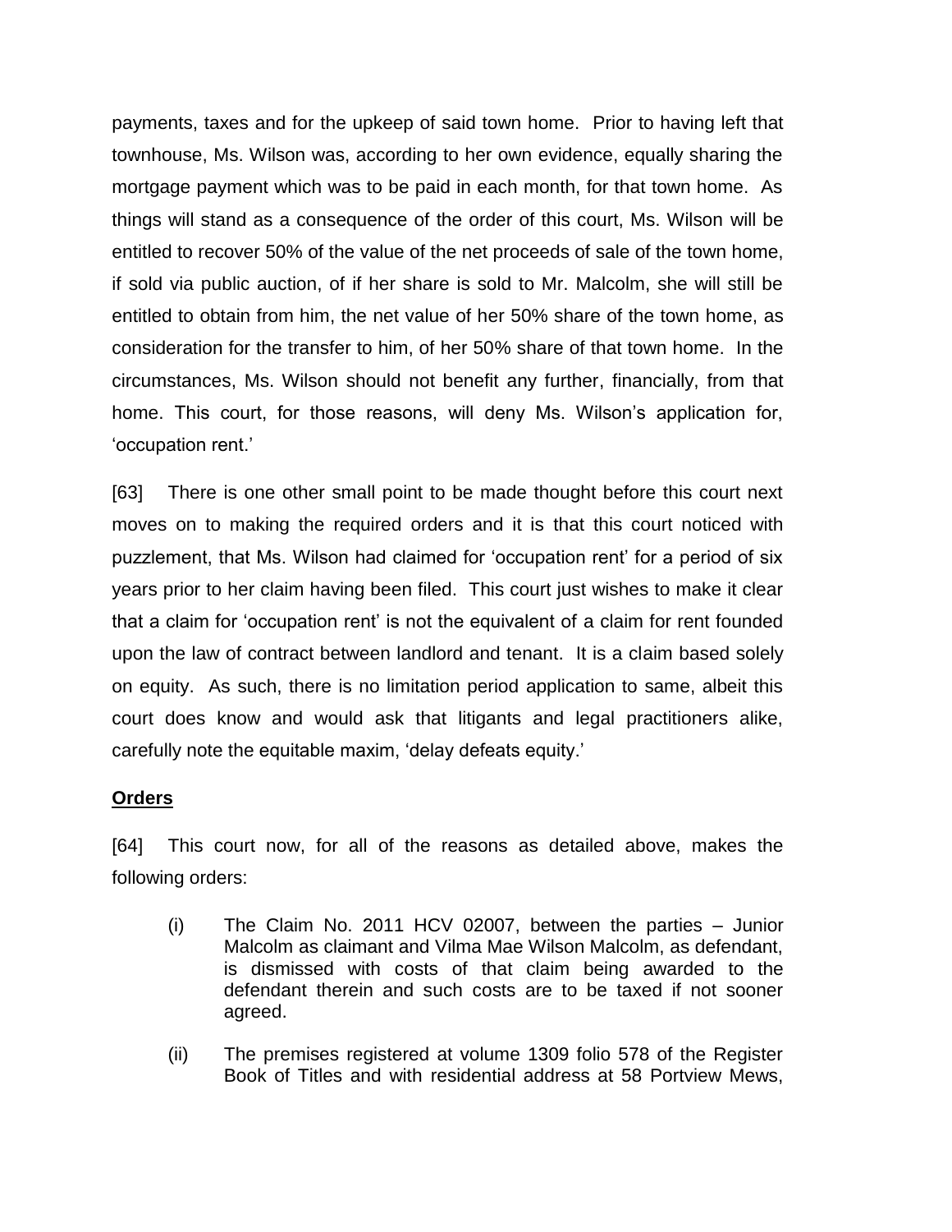payments, taxes and for the upkeep of said town home. Prior to having left that townhouse, Ms. Wilson was, according to her own evidence, equally sharing the mortgage payment which was to be paid in each month, for that town home. As things will stand as a consequence of the order of this court, Ms. Wilson will be entitled to recover 50% of the value of the net proceeds of sale of the town home, if sold via public auction, of if her share is sold to Mr. Malcolm, she will still be entitled to obtain from him, the net value of her 50% share of the town home, as consideration for the transfer to him, of her 50% share of that town home. In the circumstances, Ms. Wilson should not benefit any further, financially, from that home. This court, for those reasons, will deny Ms. Wilson's application for, 'occupation rent.'

[63] There is one other small point to be made thought before this court next moves on to making the required orders and it is that this court noticed with puzzlement, that Ms. Wilson had claimed for 'occupation rent' for a period of six years prior to her claim having been filed. This court just wishes to make it clear that a claim for 'occupation rent' is not the equivalent of a claim for rent founded upon the law of contract between landlord and tenant. It is a claim based solely on equity. As such, there is no limitation period application to same, albeit this court does know and would ask that litigants and legal practitioners alike, carefully note the equitable maxim, 'delay defeats equity.'

## **Orders**

[64] This court now, for all of the reasons as detailed above, makes the following orders:

(i) The Claim No. 2011 HCV 02007, between the parties – Junior Malcolm as claimant and Vilma Mae Wilson Malcolm, as defendant, is dismissed with costs of that claim being awarded to the defendant therein and such costs are to be taxed if not sooner agreed.

(ii) The premises registered at volume 1309 folio 578 of the Register Book of Titles and with residential address at 58 Portview Mews,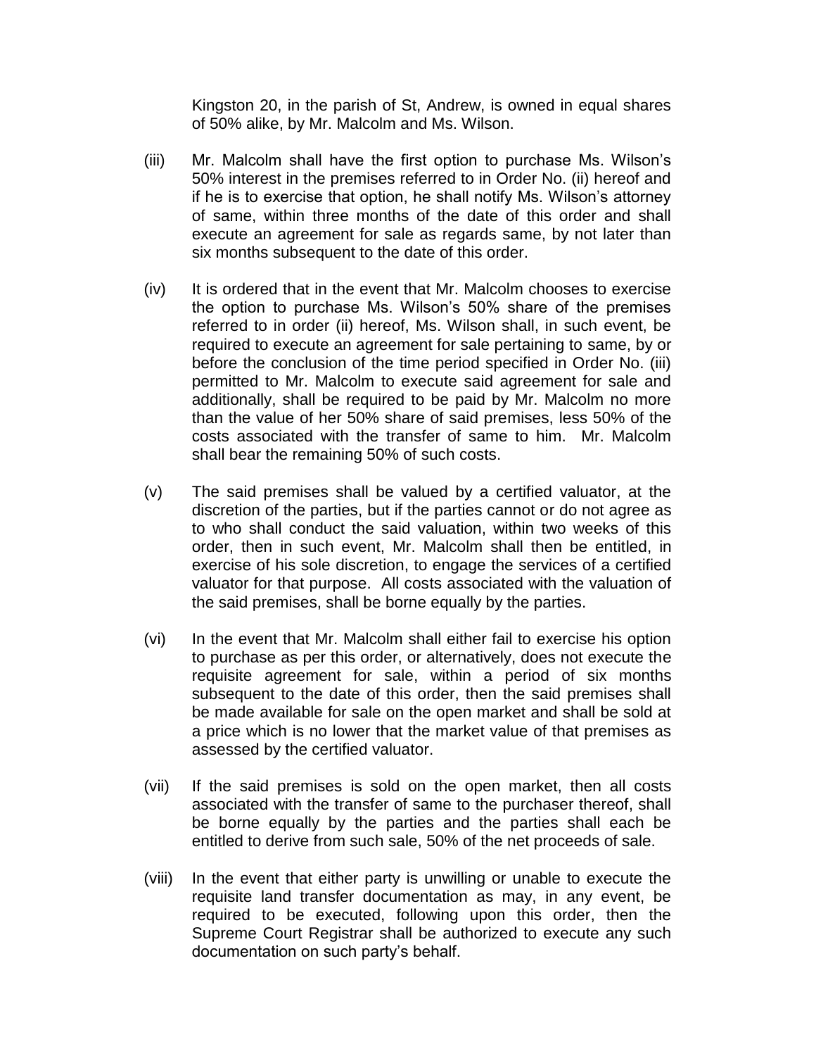Kingston 20, in the parish of St, Andrew, is owned in equal shares of 50% alike, by Mr. Malcolm and Ms. Wilson.

(iii) Mr. Malcolm shall have the first option to purchase Ms. Wilson's 50% interest in the premises referred to in Order No. (ii) hereof and if he is to exercise that option, he shall notify Ms. Wilson's attorney of same, within three months of the date of this order and shall execute an agreement for sale as regards same, by not later than six months subsequent to the date of this order.

(iv) It is ordered that in the event that Mr. Malcolm chooses to exercise the option to purchase Ms. Wilson's 50% share of the premises referred to in order (ii) hereof, Ms. Wilson shall, in such event, be required to execute an agreement for sale pertaining to same, by or before the conclusion of the time period specified in Order No. (iii) permitted to Mr. Malcolm to execute said agreement for sale and additionally, shall be required to be paid by Mr. Malcolm no more than the value of her 50% share of said premises, less 50% of the costs associated with the transfer of same to him. Mr. Malcolm shall bear the remaining 50% of such costs.

(v) The said premises shall be valued by a certified valuator, at the discretion of the parties, but if the parties cannot or do not agree as to who shall conduct the said valuation, within two weeks of this order, then in such event, Mr. Malcolm shall then be entitled, in exercise of his sole discretion, to engage the services of a certified valuator for that purpose. All costs associated with the valuation of the said premises, shall be borne equally by the parties.

(vi) In the event that Mr. Malcolm shall either fail to exercise his option to purchase as per this order, or alternatively, does not execute the requisite agreement for sale, within a period of six months subsequent to the date of this order, then the said premises shall be made available for sale on the open market and shall be sold at a price which is no lower that the market value of that premises as assessed by the certified valuator.

(vii) If the said premises is sold on the open market, then all costs associated with the transfer of same to the purchaser thereof, shall be borne equally by the parties and the parties shall each be entitled to derive from such sale, 50% of the net proceeds of sale.

(viii) In the event that either party is unwilling or unable to execute the requisite land transfer documentation as may, in any event, be required to be executed, following upon this order, then the Supreme Court Registrar shall be authorized to execute any such documentation on such party's behalf.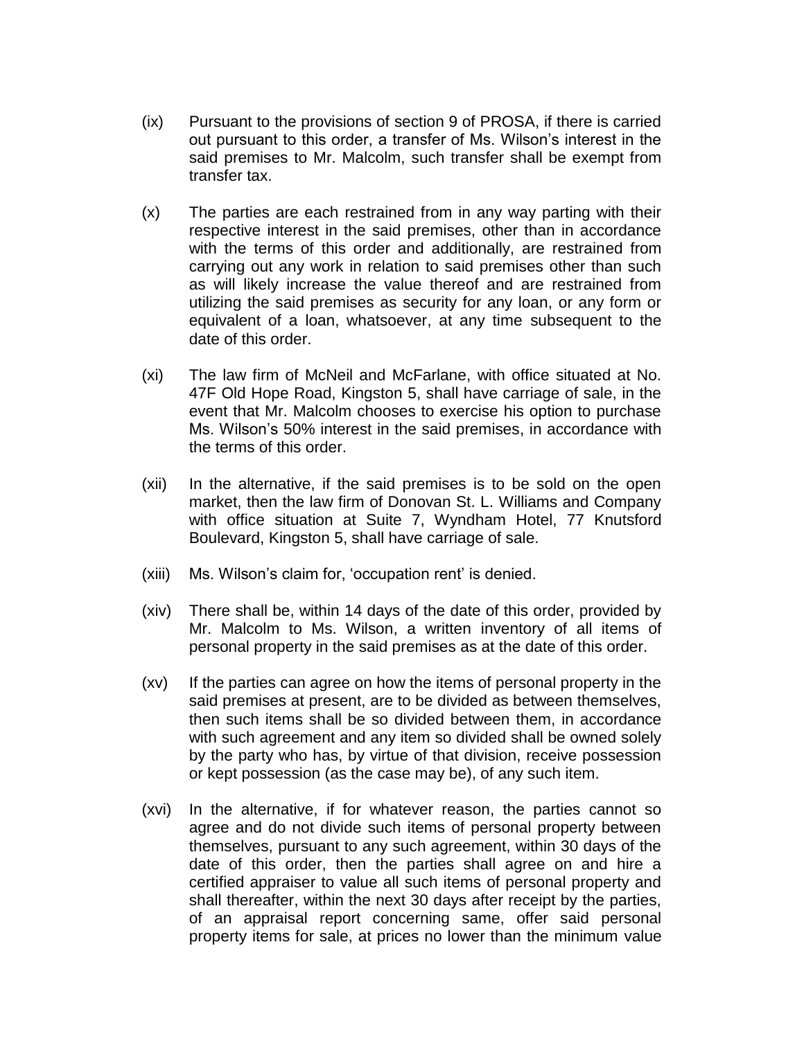(ix) Pursuant to the provisions of section 9 of PROSA, if there is carried out pursuant to this order, a transfer of Ms. Wilson's interest in the said premises to Mr. Malcolm, such transfer shall be exempt from transfer tax.

(x) The parties are each restrained from in any way parting with their respective interest in the said premises, other than in accordance with the terms of this order and additionally, are restrained from carrying out any work in relation to said premises other than such as will likely increase the value thereof and are restrained from utilizing the said premises as security for any loan, or any form or equivalent of a loan, whatsoever, at any time subsequent to the date of this order.

(xi) The law firm of McNeil and McFarlane, with office situated at No. 47F Old Hope Road, Kingston 5, shall have carriage of sale, in the event that Mr. Malcolm chooses to exercise his option to purchase Ms. Wilson's 50% interest in the said premises, in accordance with the terms of this order.

(xii) In the alternative, if the said premises is to be sold on the open market, then the law firm of Donovan St. L. Williams and Company with office situation at Suite 7, Wyndham Hotel, 77 Knutsford Boulevard, Kingston 5, shall have carriage of sale.

(xiii) Ms. Wilson's claim for, 'occupation rent' is denied.

(xiv) There shall be, within 14 days of the date of this order, provided by Mr. Malcolm to Ms. Wilson, a written inventory of all items of personal property in the said premises as at the date of this order.

(xv) If the parties can agree on how the items of personal property in the said premises at present, are to be divided as between themselves, then such items shall be so divided between them, in accordance with such agreement and any item so divided shall be owned solely by the party who has, by virtue of that division, receive possession or kept possession (as the case may be), of any such item.

(xvi) In the alternative, if for whatever reason, the parties cannot so agree and do not divide such items of personal property between themselves, pursuant to any such agreement, within 30 days of the date of this order, then the parties shall agree on and hire a certified appraiser to value all such items of personal property and shall thereafter, within the next 30 days after receipt by the parties, of an appraisal report concerning same, offer said personal property items for sale, at prices no lower than the minimum value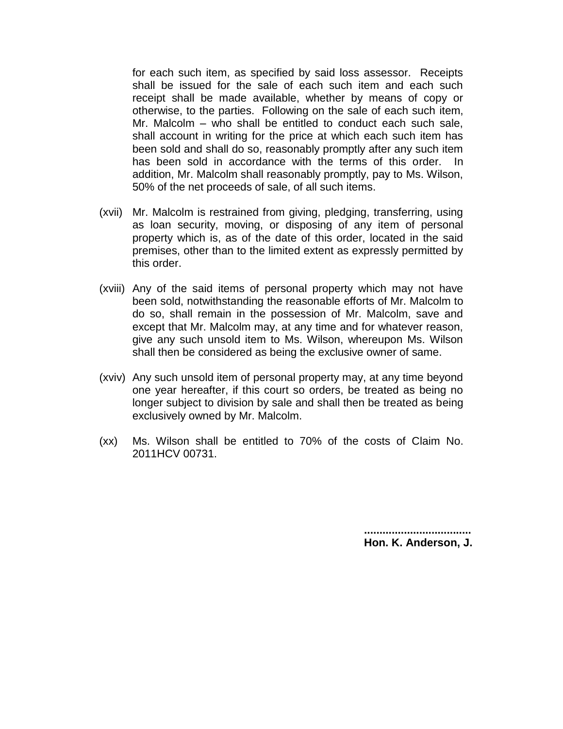for each such item, as specified by said loss assessor. Receipts shall be issued for the sale of each such item and each such receipt shall be made available, whether by means of copy or otherwise, to the parties. Following on the sale of each such item, Mr. Malcolm – who shall be entitled to conduct each such sale, shall account in writing for the price at which each such item has been sold and shall do so, reasonably promptly after any such item has been sold in accordance with the terms of this order. In addition, Mr. Malcolm shall reasonably promptly, pay to Ms. Wilson, 50% of the net proceeds of sale, of all such items.

(xvii) Mr. Malcolm is restrained from giving, pledging, transferring, using as loan security, moving, or disposing of any item of personal property which is, as of the date of this order, located in the said premises, other than to the limited extent as expressly permitted by this order.

(xviii) Any of the said items of personal property which may not have been sold, notwithstanding the reasonable efforts of Mr. Malcolm to do so, shall remain in the possession of Mr. Malcolm, save and except that Mr. Malcolm may, at any time and for whatever reason, give any such unsold item to Ms. Wilson, whereupon Ms. Wilson shall then be considered as being the exclusive owner of same.

(xviv) Any such unsold item of personal property may, at any time beyond one year hereafter, if this court so orders, be treated as being no longer subject to division by sale and shall then be treated as being exclusively owned by Mr. Malcolm.

(xx) Ms. Wilson shall be entitled to 70% of the costs of Claim No. 2011HCV 00731.

..................................

**Hon. K. Anderson, J.**